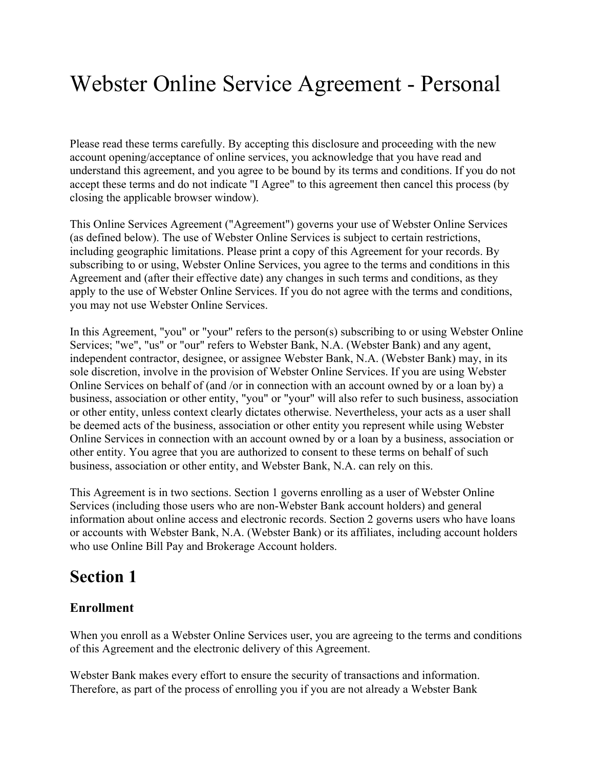# Webster Online Service Agreement - Personal

Please read these terms carefully. By accepting this disclosure and proceeding with the new account opening/acceptance of online services, you acknowledge that you have read and understand this agreement, and you agree to be bound by its terms and conditions. If you do not accept these terms and do not indicate "I Agree" to this agreement then cancel this process (by closing the applicable browser window).

This Online Services Agreement ("Agreement") governs your use of Webster Online Services (as defined below). The use of Webster Online Services is subject to certain restrictions, including geographic limitations. Please print a copy of this Agreement for your records. By subscribing to or using, Webster Online Services, you agree to the terms and conditions in this Agreement and (after their effective date) any changes in such terms and conditions, as they apply to the use of Webster Online Services. If you do not agree with the terms and conditions, you may not use Webster Online Services.

In this Agreement, "you" or "your" refers to the person(s) subscribing to or using Webster Online Services; "we", "us" or "our" refers to Webster Bank, N.A. (Webster Bank) and any agent, independent contractor, designee, or assignee Webster Bank, N.A. (Webster Bank) may, in its sole discretion, involve in the provision of Webster Online Services. If you are using Webster Online Services on behalf of (and /or in connection with an account owned by or a loan by) a business, association or other entity, "you" or "your" will also refer to such business, association or other entity, unless context clearly dictates otherwise. Nevertheless, your acts as a user shall be deemed acts of the business, association or other entity you represent while using Webster Online Services in connection with an account owned by or a loan by a business, association or other entity. You agree that you are authorized to consent to these terms on behalf of such business, association or other entity, and Webster Bank, N.A. can rely on this.

This Agreement is in two sections. Section 1 governs enrolling as a user of Webster Online Services (including those users who are non-Webster Bank account holders) and general information about online access and electronic records. Section 2 governs users who have loans or accounts with Webster Bank, N.A. (Webster Bank) or its affiliates, including account holders who use Online Bill Pay and Brokerage Account holders.

## Section 1

### Enrollment

When you enroll as a Webster Online Services user, you are agreeing to the terms and conditions of this Agreement and the electronic delivery of this Agreement.

Webster Bank makes every effort to ensure the security of transactions and information. Therefore, as part of the process of enrolling you if you are not already a Webster Bank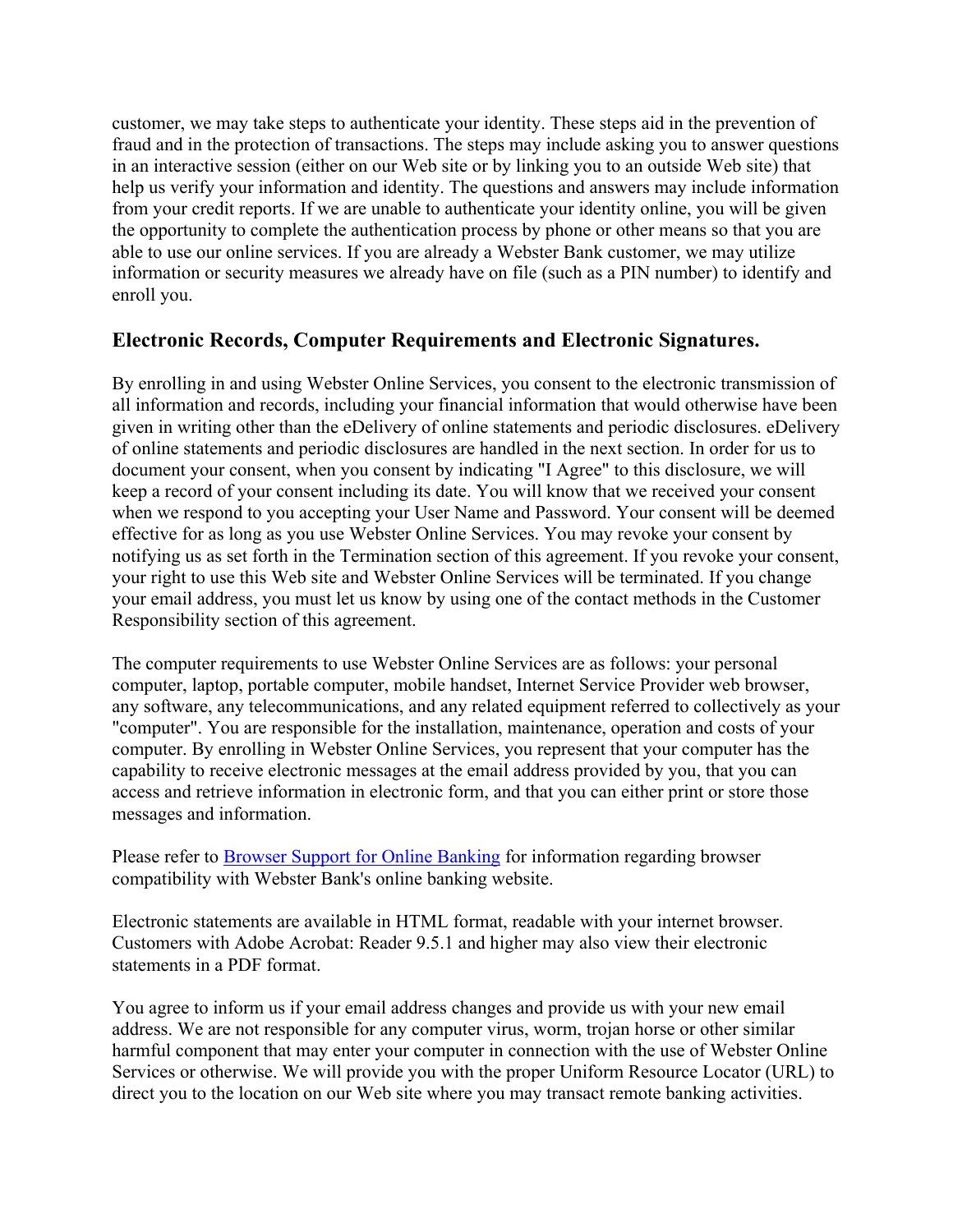customer, we may take steps to authenticate your identity. These steps aid in the prevention of fraud and in the protection of transactions. The steps may include asking you to answer questions in an interactive session (either on our Web site or by linking you to an outside Web site) that help us verify your information and identity. The questions and answers may include information from your credit reports. If we are unable to authenticate your identity online, you will be given the opportunity to complete the authentication process by phone or other means so that you are able to use our online services. If you are already a Webster Bank customer, we may utilize information or security measures we already have on file (such as a PIN number) to identify and enroll you.

## Electronic Records, Computer Requirements and Electronic Signatures.

By enrolling in and using Webster Online Services, you consent to the electronic transmission of all information and records, including your financial information that would otherwise have been given in writing other than the eDelivery of online statements and periodic disclosures. eDelivery of online statements and periodic disclosures are handled in the next section. In order for us to document your consent, when you consent by indicating "I Agree" to this disclosure, we will keep a record of your consent including its date. You will know that we received your consent when we respond to you accepting your User Name and Password. Your consent will be deemed effective for as long as you use Webster Online Services. You may revoke your consent by notifying us as set forth in the Termination section of this agreement. If you revoke your consent, your right to use this Web site and Webster Online Services will be terminated. If you change your email address, you must let us know by using one of the contact methods in the Customer Responsibility section of this agreement.

The computer requirements to use Webster Online Services are as follows: your personal computer, laptop, portable computer, mobile handset, Internet Service Provider web browser, any software, any telecommunications, and any related equipment referred to collectively as your "computer". You are responsible for the installation, maintenance, operation and costs of your computer. By enrolling in Webster Online Services, you represent that your computer has the capability to receive electronic messages at the email address provided by you, that you can access and retrieve information in electronic form, and that you can either print or store those messages and information.

Please refer to Browser Support for Online Banking for information regarding browser compatibility with Webster Bank's online banking website.

Electronic statements are available in HTML format, readable with your internet browser. Customers with Adobe Acrobat: Reader 9.5.1 and higher may also view their electronic statements in a PDF format.

You agree to inform us if your email address changes and provide us with your new email address. We are not responsible for any computer virus, worm, trojan horse or other similar harmful component that may enter your computer in connection with the use of Webster Online Services or otherwise. We will provide you with the proper Uniform Resource Locator (URL) to direct you to the location on our Web site where you may transact remote banking activities.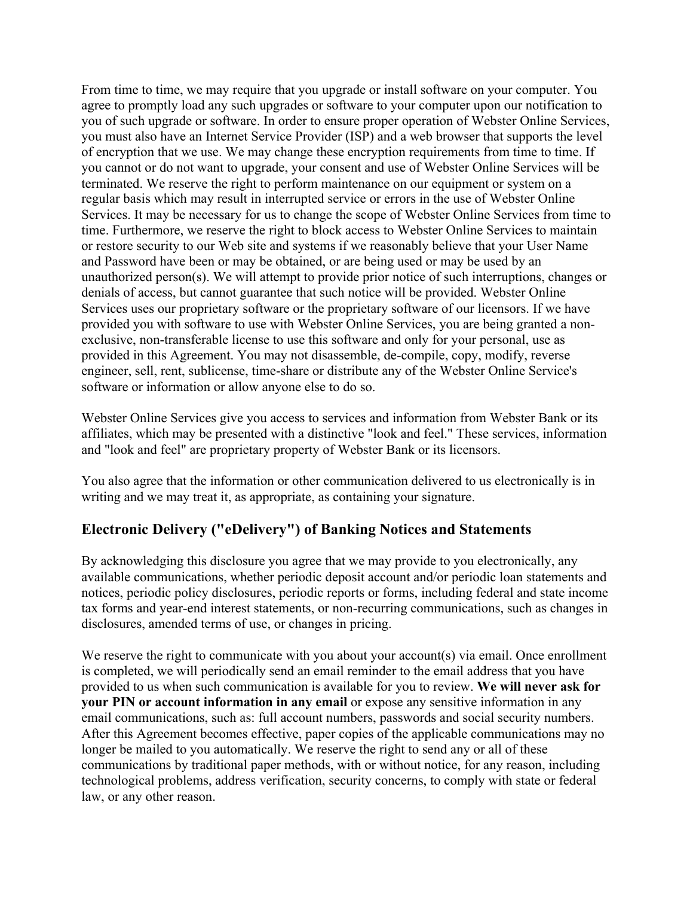From time to time, we may require that you upgrade or install software on your computer. You agree to promptly load any such upgrades or software to your computer upon our notification to you of such upgrade or software. In order to ensure proper operation of Webster Online Services, you must also have an Internet Service Provider (ISP) and a web browser that supports the level of encryption that we use. We may change these encryption requirements from time to time. If you cannot or do not want to upgrade, your consent and use of Webster Online Services will be terminated. We reserve the right to perform maintenance on our equipment or system on a regular basis which may result in interrupted service or errors in the use of Webster Online Services. It may be necessary for us to change the scope of Webster Online Services from time to time. Furthermore, we reserve the right to block access to Webster Online Services to maintain or restore security to our Web site and systems if we reasonably believe that your User Name and Password have been or may be obtained, or are being used or may be used by an unauthorized person(s). We will attempt to provide prior notice of such interruptions, changes or denials of access, but cannot guarantee that such notice will be provided. Webster Online Services uses our proprietary software or the proprietary software of our licensors. If we have provided you with software to use with Webster Online Services, you are being granted a non-exclusive, non-transferable license to use this software and only for your personal, use as provided in this Agreement. You may not disassemble, de-compile, copy, modify, reverse engineer, sell, rent, sublicense, time-share or distribute any of the Webster Online Service's software or information or allow anyone else to do so.

Webster Online Services give you access to services and information from Webster Bank or its affiliates, which may be presented with a distinctive "look and feel." These services, information and "look and feel" are proprietary property of Webster Bank or its licensors.

You also agree that the information or other communication delivered to us electronically is in writing and we may treat it, as appropriate, as containing your signature.

## Electronic Delivery ("eDelivery") of Banking Notices and Statements

By acknowledging this disclosure you agree that we may provide to you electronically, any available communications, whether periodic deposit account and/or periodic loan statements and notices, periodic policy disclosures, periodic reports or forms, including federal and state income tax forms and year-end interest statements, or non-recurring communications, such as changes in disclosures, amended terms of use, or changes in pricing.

We reserve the right to communicate with you about your account(s) via email. Once enrollment is completed, we will periodically send an email reminder to the email address that you have provided to us when such communication is available for you to review. **We will never ask for your PIN or account information in any email** or expose any sensitive information in any email communications, such as: full account numbers, passwords and social security numbers. After this Agreement becomes effective, paper copies of the applicable communications may no longer be mailed to you automatically. We reserve the right to send any or all of these communications by traditional paper methods, with or without notice, for any reason, including technological problems, address verification, security concerns, to comply with state or federal law, or any other reason.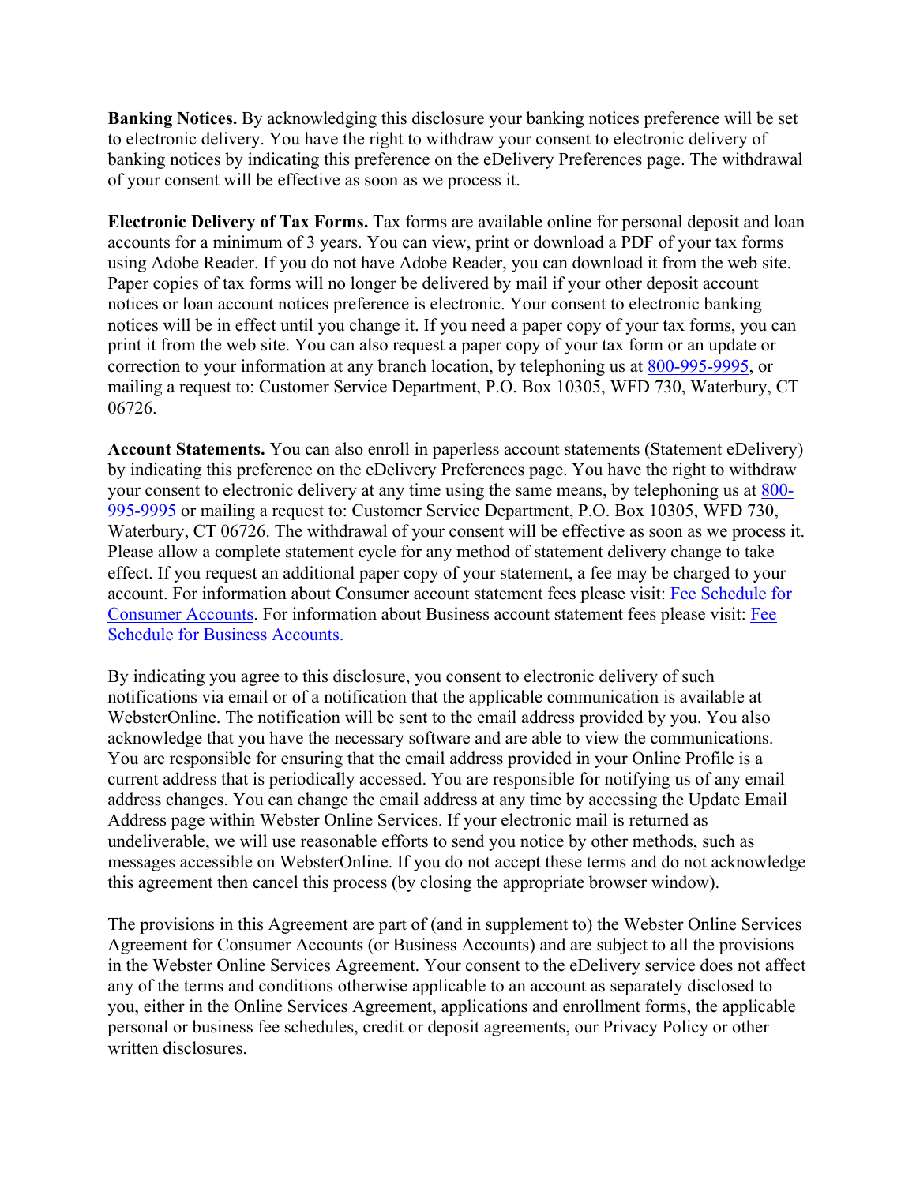**Banking Notices.** By acknowledging this disclosure your banking notices preference will be set to electronic delivery. You have the right to withdraw your consent to electronic delivery of banking notices by indicating this preference on the eDelivery Preferences page. The withdrawal of your consent will be effective as soon as we process it.

**Electronic Delivery of Tax Forms.** Tax forms are available online for personal deposit and loan accounts for a minimum of 3 years. You can view, print or download a PDF of your tax forms using Adobe Reader. If you do not have Adobe Reader, you can download it from the web site. Paper copies of tax forms will no longer be delivered by mail if your other deposit account notices or loan account notices preference is electronic. Your consent to electronic banking notices will be in effect until you change it. If you need a paper copy of your tax forms, you can print it from the web site. You can also request a paper copy of your tax form or an update or correction to your information at any branch location, by telephoning us at 800-995-9995, or mailing a request to: Customer Service Department, P.O. Box 10305, WFD 730, Waterbury, CT 06726.

**Account Statements.** You can also enroll in paperless account statements (Statement eDelivery) by indicating this preference on the eDelivery Preferences page. You have the right to withdraw your consent to electronic delivery at any time using the same means, by telephoning us at 800-995-9995 or mailing a request to: Customer Service Department, P.O. Box 10305, WFD 730, Waterbury, CT 06726. The withdrawal of your consent will be effective as soon as we process it. Please allow a complete statement cycle for any method of statement delivery change to take effect. If you request an additional paper copy of your statement, a fee may be charged to your account. For information about Consumer account statement fees please visit: Fee Schedule for Consumer Accounts. For information about Business account statement fees please visit: Fee Schedule for Business Accounts.

By indicating you agree to this disclosure, you consent to electronic delivery of such notifications via email or of a notification that the applicable communication is available at WebsterOnline. The notification will be sent to the email address provided by you. You also acknowledge that you have the necessary software and are able to view the communications. You are responsible for ensuring that the email address provided in your Online Profile is a current address that is periodically accessed. You are responsible for notifying us of any email address changes. You can change the email address at any time by accessing the Update Email Address page within Webster Online Services. If your electronic mail is returned as undeliverable, we will use reasonable efforts to send you notice by other methods, such as messages accessible on WebsterOnline. If you do not accept these terms and do not acknowledge this agreement then cancel this process (by closing the appropriate browser window).

The provisions in this Agreement are part of (and in supplement to) the Webster Online Services Agreement for Consumer Accounts (or Business Accounts) and are subject to all the provisions in the Webster Online Services Agreement. Your consent to the eDelivery service does not affect any of the terms and conditions otherwise applicable to an account as separately disclosed to you, either in the Online Services Agreement, applications and enrollment forms, the applicable personal or business fee schedules, credit or deposit agreements, our Privacy Policy or other written disclosures.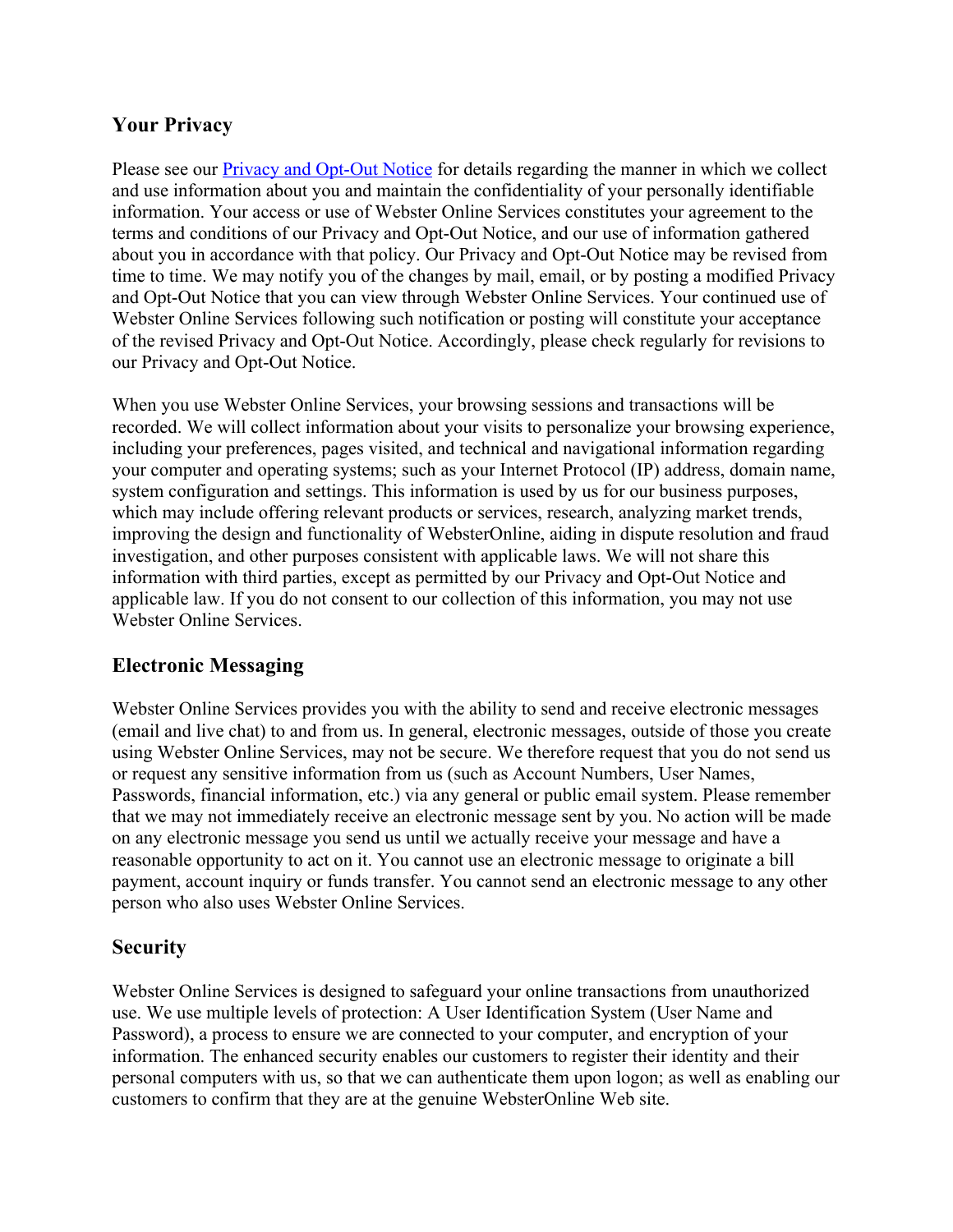## Your Privacy

Please see our [Privacy and Opt-Out Notice](#) for details regarding the manner in which we collect and use information about you and maintain the confidentiality of your personally identifiable information. Your access or use of Webster Online Services constitutes your agreement to the terms and conditions of our Privacy and Opt-Out Notice, and our use of information gathered about you in accordance with that policy. Our Privacy and Opt-Out Notice may be revised from time to time. We may notify you of the changes by mail, email, or by posting a modified Privacy and Opt-Out Notice that you can view through Webster Online Services. Your continued use of Webster Online Services following such notification or posting will constitute your acceptance of the revised Privacy and Opt-Out Notice. Accordingly, please check regularly for revisions to our Privacy and Opt-Out Notice.

When you use Webster Online Services, your browsing sessions and transactions will be recorded. We will collect information about your visits to personalize your browsing experience, including your preferences, pages visited, and technical and navigational information regarding your computer and operating systems; such as your Internet Protocol (IP) address, domain name, system configuration and settings. This information is used by us for our business purposes, which may include offering relevant products or services, research, analyzing market trends, improving the design and functionality of WebsterOnline, aiding in dispute resolution and fraud investigation, and other purposes consistent with applicable laws. We will not share this information with third parties, except as permitted by our Privacy and Opt-Out Notice and applicable law. If you do not consent to our collection of this information, you may not use Webster Online Services.

## Electronic Messaging

Webster Online Services provides you with the ability to send and receive electronic messages (email and live chat) to and from us. In general, electronic messages, outside of those you create using Webster Online Services, may not be secure. We therefore request that you do not send us or request any sensitive information from us (such as Account Numbers, User Names, Passwords, financial information, etc.) via any general or public email system. Please remember that we may not immediately receive an electronic message sent by you. No action will be made on any electronic message you send us until we actually receive your message and have a reasonable opportunity to act on it. You cannot use an electronic message to originate a bill payment, account inquiry or funds transfer. You cannot send an electronic message to any other person who also uses Webster Online Services.

## Security

Webster Online Services is designed to safeguard your online transactions from unauthorized use. We use multiple levels of protection: A User Identification System (User Name and Password), a process to ensure we are connected to your computer, and encryption of your information. The enhanced security enables our customers to register their identity and their personal computers with us, so that we can authenticate them upon logon; as well as enabling our customers to confirm that they are at the genuine WebsterOnline Web site.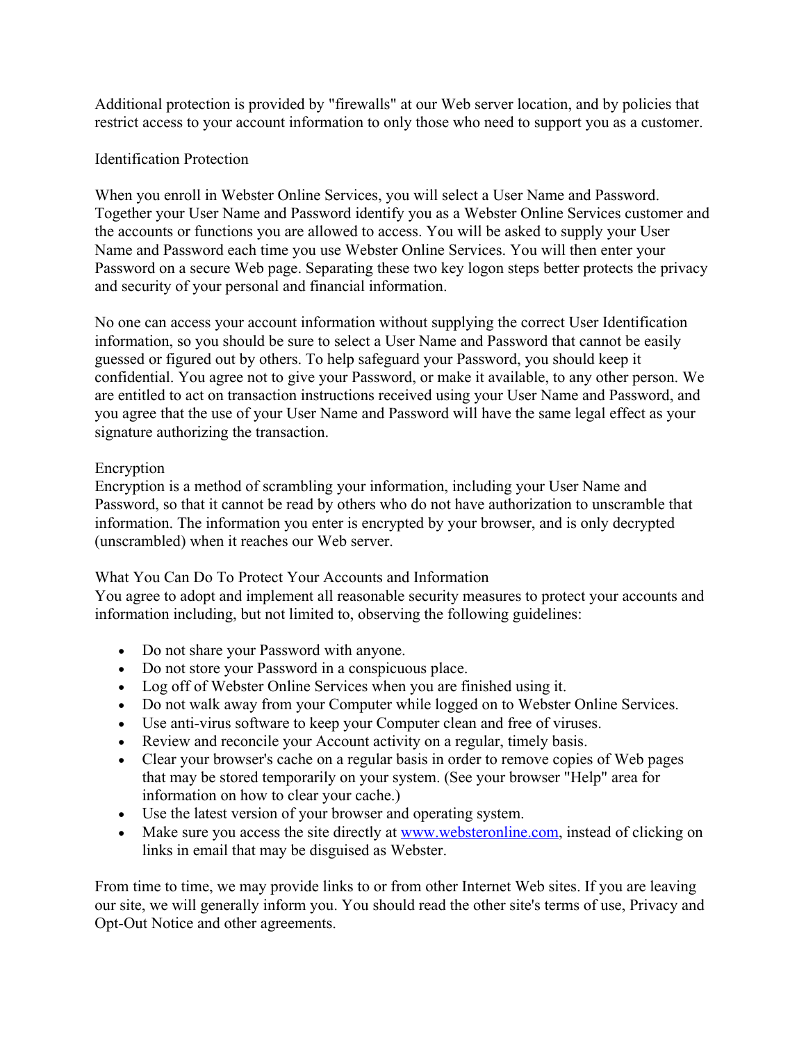Additional protection is provided by "firewalls" at our Web server location, and by policies that restrict access to your account information to only those who need to support you as a customer.

## Identification Protection

When you enroll in Webster Online Services, you will select a User Name and Password. Together your User Name and Password identify you as a Webster Online Services customer and the accounts or functions you are allowed to access. You will be asked to supply your User Name and Password each time you use Webster Online Services. You will then enter your Password on a secure Web page. Separating these two key logon steps better protects the privacy and security of your personal and financial information.

No one can access your account information without supplying the correct User Identification information, so you should be sure to select a User Name and Password that cannot be easily guessed or figured out by others. To help safeguard your Password, you should keep it confidential. You agree not to give your Password, or make it available, to any other person. We are entitled to act on transaction instructions received using your User Name and Password, and you agree that the use of your User Name and Password will have the same legal effect as your signature authorizing the transaction.

## Encryption

Encryption is a method of scrambling your information, including your User Name and Password, so that it cannot be read by others who do not have authorization to unscramble that information. The information you enter is encrypted by your browser, and is only decrypted (unscrambled) when it reaches our Web server.

## What You Can Do To Protect Your Accounts and Information

You agree to adopt and implement all reasonable security measures to protect your accounts and information including, but not limited to, observing the following guidelines:

- Do not share your Password with anyone.
- Do not store your Password in a conspicuous place.
- Log off of Webster Online Services when you are finished using it.
- Do not walk away from your Computer while logged on to Webster Online Services.
- Use anti-virus software to keep your Computer clean and free of viruses.
- Review and reconcile your Account activity on a regular, timely basis.
- Clear your browser's cache on a regular basis in order to remove copies of Web pages that may be stored temporarily on your system. (See your browser "Help" area for information on how to clear your cache.)
- Use the latest version of your browser and operating system.
- Make sure you access the site directly at www.websteronline.com, instead of clicking on links in email that may be disguised as Webster.

From time to time, we may provide links to or from other Internet Web sites. If you are leaving our site, we will generally inform you. You should read the other site's terms of use, Privacy and Opt-Out Notice and other agreements.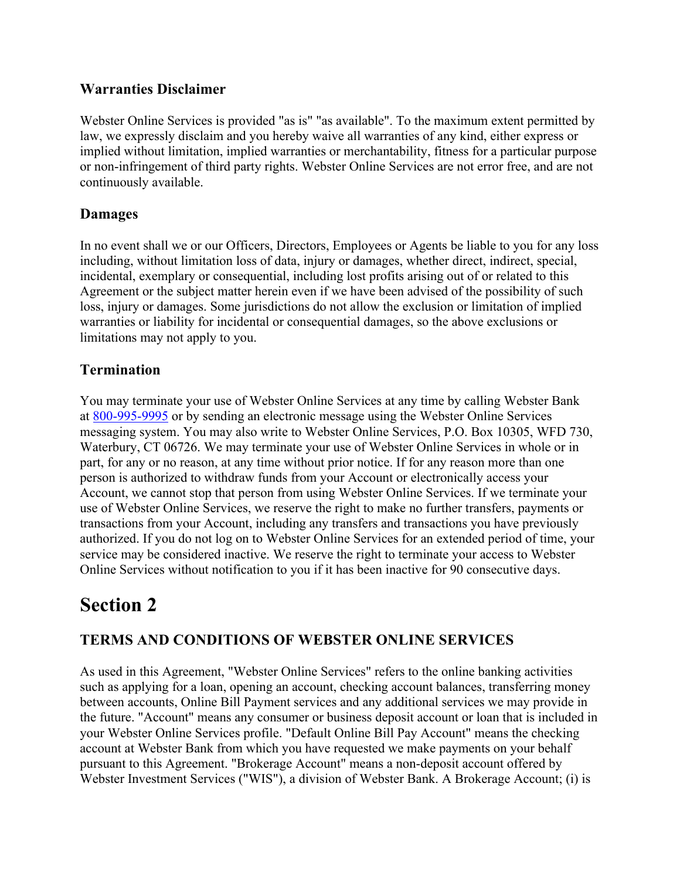### Warranties Disclaimer

Webster Online Services is provided "as is" "as available". To the maximum extent permitted by law, we expressly disclaim and you hereby waive all warranties of any kind, either express or implied without limitation, implied warranties or merchantability, fitness for a particular purpose or non-infringement of third party rights. Webster Online Services are not error free, and are not continuously available.

### Damages

In no event shall we or our Officers, Directors, Employees or Agents be liable to you for any loss including, without limitation loss of data, injury or damages, whether direct, indirect, special, incidental, exemplary or consequential, including lost profits arising out of or related to this Agreement or the subject matter herein even if we have been advised of the possibility of such loss, injury or damages. Some jurisdictions do not allow the exclusion or limitation of implied warranties or liability for incidental or consequential damages, so the above exclusions or limitations may not apply to you.

### Termination

You may terminate your use of Webster Online Services at any time by calling Webster Bank at 800-995-9995 or by sending an electronic message using the Webster Online Services messaging system. You may also write to Webster Online Services, P.O. Box 10305, WFD 730, Waterbury, CT 06726. We may terminate your use of Webster Online Services in whole or in part, for any or no reason, at any time without prior notice. If for any reason more than one person is authorized to withdraw funds from your Account or electronically access your Account, we cannot stop that person from using Webster Online Services. If we terminate your use of Webster Online Services, we reserve the right to make no further transfers, payments or transactions from your Account, including any transfers and transactions you have previously authorized. If you do not log on to Webster Online Services for an extended period of time, your service may be considered inactive. We reserve the right to terminate your access to Webster Online Services without notification to you if it has been inactive for 90 consecutive days.

# Section 2

### TERMS AND CONDITIONS OF WEBSTER ONLINE SERVICES

As used in this Agreement, "Webster Online Services" refers to the online banking activities such as applying for a loan, opening an account, checking account balances, transferring money between accounts, Online Bill Payment services and any additional services we may provide in the future. "Account" means any consumer or business deposit account or loan that is included in your Webster Online Services profile. "Default Online Bill Pay Account" means the checking account at Webster Bank from which you have requested we make payments on your behalf pursuant to this Agreement. "Brokerage Account" means a non-deposit account offered by Webster Investment Services ("WIS"), a division of Webster Bank. A Brokerage Account; (i) is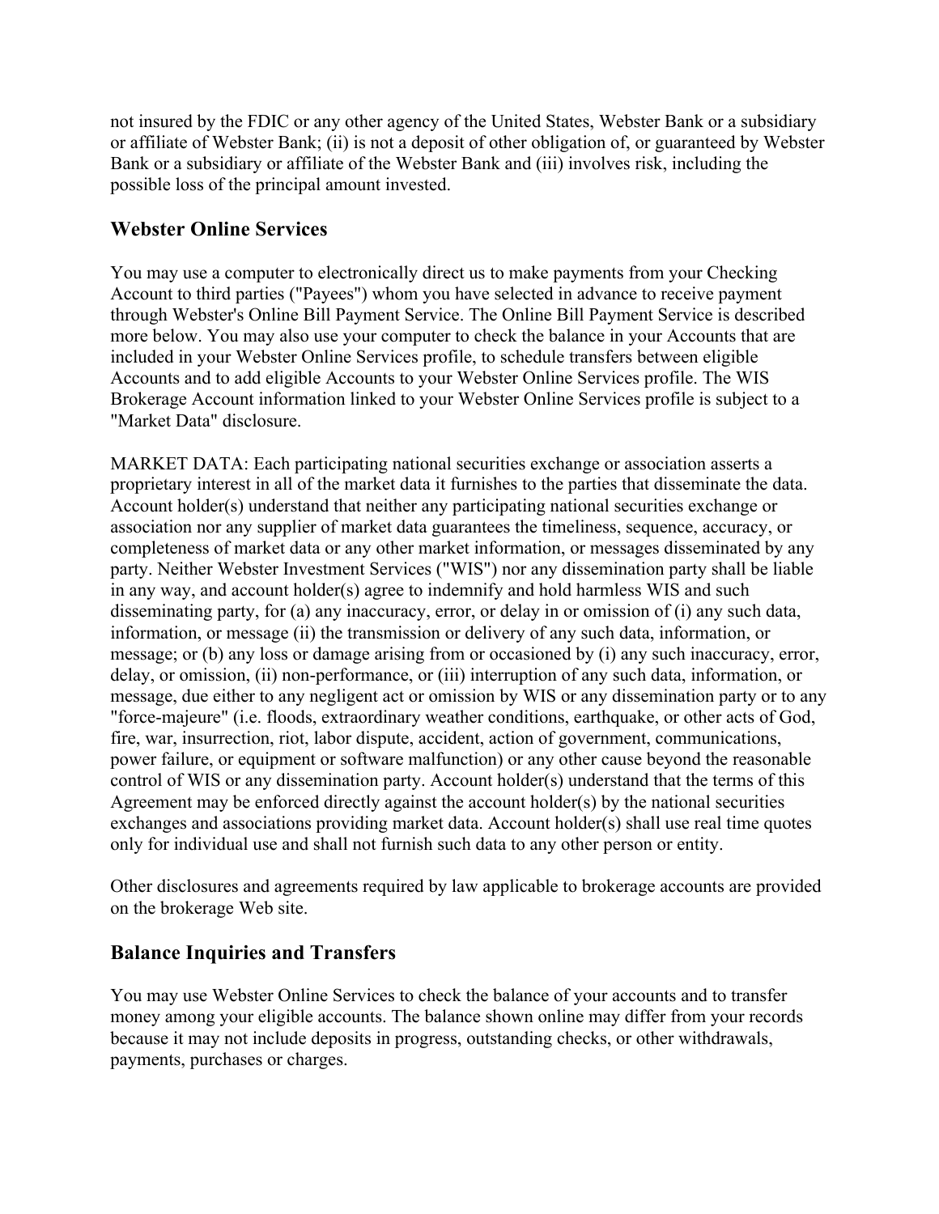not insured by the FDIC or any other agency of the United States, Webster Bank or a subsidiary or affiliate of Webster Bank; (ii) is not a deposit of other obligation of, or guaranteed by Webster Bank or a subsidiary or affiliate of the Webster Bank and (iii) involves risk, including the possible loss of the principal amount invested.

## Webster Online Services

You may use a computer to electronically direct us to make payments from your Checking Account to third parties ("Payees") whom you have selected in advance to receive payment through Webster's Online Bill Payment Service. The Online Bill Payment Service is described more below. You may also use your computer to check the balance in your Accounts that are included in your Webster Online Services profile, to schedule transfers between eligible Accounts and to add eligible Accounts to your Webster Online Services profile. The WIS Brokerage Account information linked to your Webster Online Services profile is subject to a "Market Data" disclosure.

MARKET DATA: Each participating national securities exchange or association asserts a proprietary interest in all of the market data it furnishes to the parties that disseminate the data. Account holder(s) understand that neither any participating national securities exchange or association nor any supplier of market data guarantees the timeliness, sequence, accuracy, or completeness of market data or any other market information, or messages disseminated by any party. Neither Webster Investment Services ("WIS") nor any dissemination party shall be liable in any way, and account holder(s) agree to indemnify and hold harmless WIS and such disseminating party, for (a) any inaccuracy, error, or delay in or omission of (i) any such data, information, or message (ii) the transmission or delivery of any such data, information, or message; or (b) any loss or damage arising from or occasioned by (i) any such inaccuracy, error, delay, or omission, (ii) non-performance, or (iii) interruption of any such data, information, or message, due either to any negligent act or omission by WIS or any dissemination party or to any "force-majeure" (i.e. floods, extraordinary weather conditions, earthquake, or other acts of God, fire, war, insurrection, riot, labor dispute, accident, action of government, communications, power failure, or equipment or software malfunction) or any other cause beyond the reasonable control of WIS or any dissemination party. Account holder(s) understand that the terms of this Agreement may be enforced directly against the account holder(s) by the national securities exchanges and associations providing market data. Account holder(s) shall use real time quotes only for individual use and shall not furnish such data to any other person or entity.

Other disclosures and agreements required by law applicable to brokerage accounts are provided on the brokerage Web site.

## Balance Inquiries and Transfers

You may use Webster Online Services to check the balance of your accounts and to transfer money among your eligible accounts. The balance shown online may differ from your records because it may not include deposits in progress, outstanding checks, or other withdrawals, payments, purchases or charges.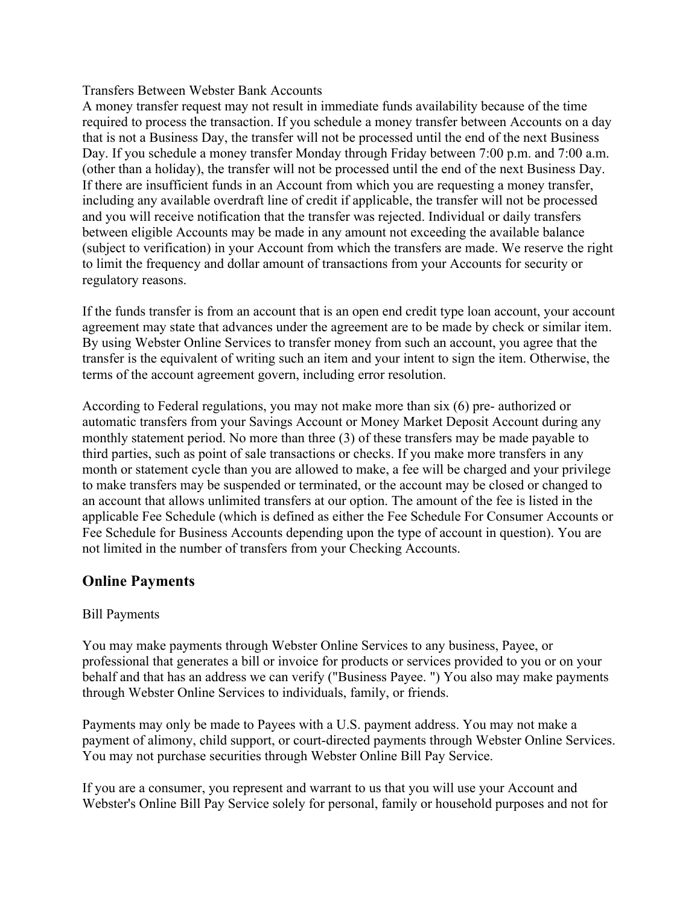Transfers Between Webster Bank Accounts

A money transfer request may not result in immediate funds availability because of the time required to process the transaction. If you schedule a money transfer between Accounts on a day that is not a Business Day, the transfer will not be processed until the end of the next Business Day. If you schedule a money transfer Monday through Friday between 7:00 p.m. and 7:00 a.m. (other than a holiday), the transfer will not be processed until the end of the next Business Day. If there are insufficient funds in an Account from which you are requesting a money transfer, including any available overdraft line of credit if applicable, the transfer will not be processed and you will receive notification that the transfer was rejected. Individual or daily transfers between eligible Accounts may be made in any amount not exceeding the available balance (subject to verification) in your Account from which the transfers are made. We reserve the right to limit the frequency and dollar amount of transactions from your Accounts for security or regulatory reasons.

If the funds transfer is from an account that is an open end credit type loan account, your account agreement may state that advances under the agreement are to be made by check or similar item. By using Webster Online Services to transfer money from such an account, you agree that the transfer is the equivalent of writing such an item and your intent to sign the item. Otherwise, the terms of the account agreement govern, including error resolution.

According to Federal regulations, you may not make more than six (6) pre- authorized or automatic transfers from your Savings Account or Money Market Deposit Account during any monthly statement period. No more than three (3) of these transfers may be made payable to third parties, such as point of sale transactions or checks. If you make more transfers in any month or statement cycle than you are allowed to make, a fee will be charged and your privilege to make transfers may be suspended or terminated, or the account may be closed or changed to an account that allows unlimited transfers at our option. The amount of the fee is listed in the applicable Fee Schedule (which is defined as either the Fee Schedule For Consumer Accounts or Fee Schedule for Business Accounts depending upon the type of account in question). You are not limited in the number of transfers from your Checking Accounts.

## Online Payments

Bill Payments

You may make payments through Webster Online Services to any business, Payee, or professional that generates a bill or invoice for products or services provided to you or on your behalf and that has an address we can verify ("Business Payee. ") You also may make payments through Webster Online Services to individuals, family, or friends.

Payments may only be made to Payees with a U.S. payment address. You may not make a payment of alimony, child support, or court-directed payments through Webster Online Services. You may not purchase securities through Webster Online Bill Pay Service.

If you are a consumer, you represent and warrant to us that you will use your Account and Webster's Online Bill Pay Service solely for personal, family or household purposes and not for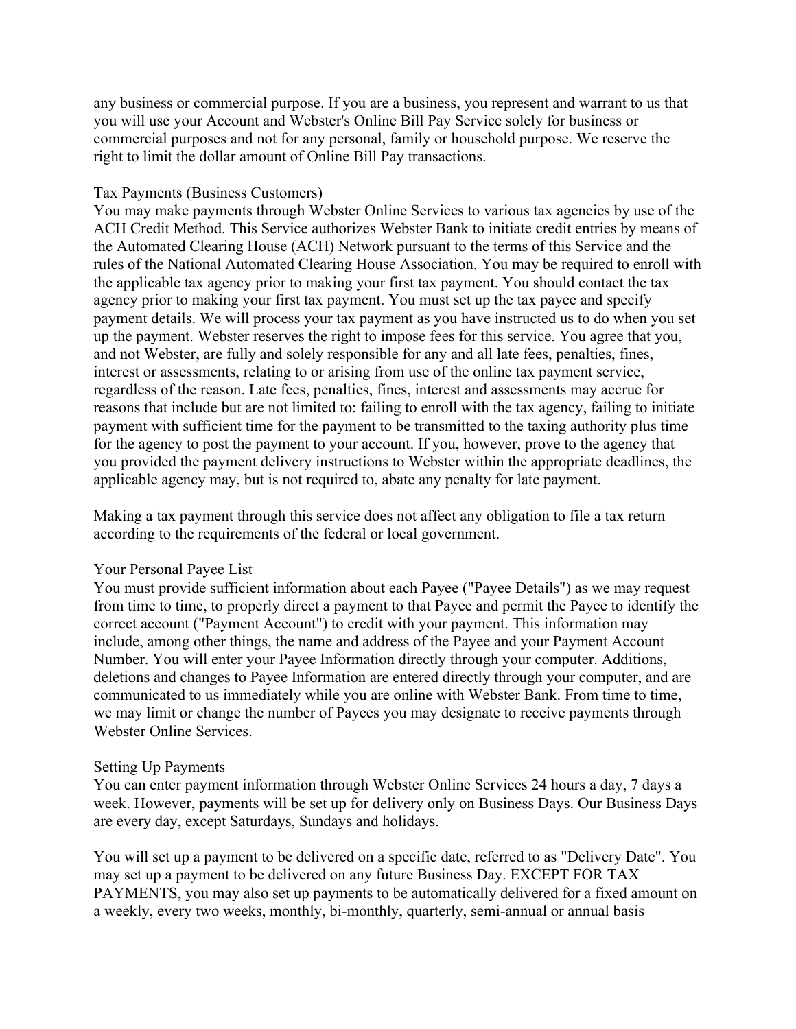any business or commercial purpose. If you are a business, you represent and warrant to us that you will use your Account and Webster's Online Bill Pay Service solely for business or commercial purposes and not for any personal, family or household purpose. We reserve the right to limit the dollar amount of Online Bill Pay transactions.

### Tax Payments (Business Customers)

You may make payments through Webster Online Services to various tax agencies by use of the ACH Credit Method. This Service authorizes Webster Bank to initiate credit entries by means of the Automated Clearing House (ACH) Network pursuant to the terms of this Service and the rules of the National Automated Clearing House Association. You may be required to enroll with the applicable tax agency prior to making your first tax payment. You should contact the tax agency prior to making your first tax payment. You must set up the tax payee and specify payment details. We will process your tax payment as you have instructed us to do when you set up the payment. Webster reserves the right to impose fees for this service. You agree that you, and not Webster, are fully and solely responsible for any and all late fees, penalties, fines, interest or assessments, relating to or arising from use of the online tax payment service, regardless of the reason. Late fees, penalties, fines, interest and assessments may accrue for reasons that include but are not limited to: failing to enroll with the tax agency, failing to initiate payment with sufficient time for the payment to be transmitted to the taxing authority plus time for the agency to post the payment to your account. If you, however, prove to the agency that you provided the payment delivery instructions to Webster within the appropriate deadlines, the applicable agency may, but is not required to, abate any penalty for late payment.

Making a tax payment through this service does not affect any obligation to file a tax return according to the requirements of the federal or local government.

### Your Personal Payee List

You must provide sufficient information about each Payee ("Payee Details") as we may request from time to time, to properly direct a payment to that Payee and permit the Payee to identify the correct account ("Payment Account") to credit with your payment. This information may include, among other things, the name and address of the Payee and your Payment Account Number. You will enter your Payee Information directly through your computer. Additions, deletions and changes to Payee Information are entered directly through your computer, and are communicated to us immediately while you are online with Webster Bank. From time to time, we may limit or change the number of Payees you may designate to receive payments through Webster Online Services.

### Setting Up Payments

You can enter payment information through Webster Online Services 24 hours a day, 7 days a week. However, payments will be set up for delivery only on Business Days. Our Business Days are every day, except Saturdays, Sundays and holidays.

You will set up a payment to be delivered on a specific date, referred to as "Delivery Date". You may set up a payment to be delivered on any future Business Day. EXCEPT FOR TAX PAYMENTS, you may also set up payments to be automatically delivered for a fixed amount on a weekly, every two weeks, monthly, bi-monthly, quarterly, semi-annual or annual basis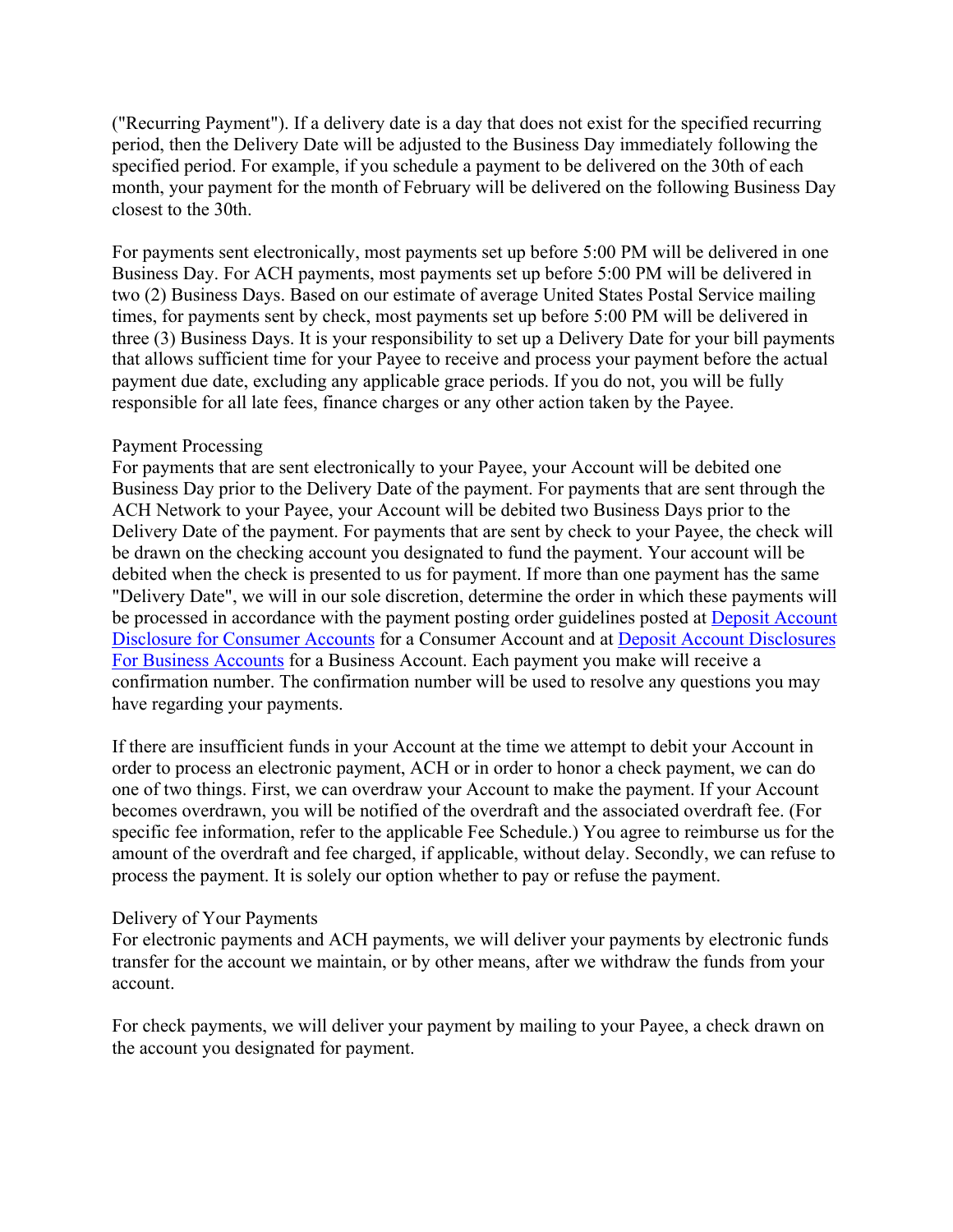("Recurring Payment"). If a delivery date is a day that does not exist for the specified recurring period, then the Delivery Date will be adjusted to the Business Day immediately following the specified period. For example, if you schedule a payment to be delivered on the 30th of each month, your payment for the month of February will be delivered on the following Business Day closest to the 30th.

For payments sent electronically, most payments set up before 5:00 PM will be delivered in one Business Day. For ACH payments, most payments set up before 5:00 PM will be delivered in two (2) Business Days. Based on our estimate of average United States Postal Service mailing times, for payments sent by check, most payments set up before 5:00 PM will be delivered in three (3) Business Days. It is your responsibility to set up a Delivery Date for your bill payments that allows sufficient time for your Payee to receive and process your payment before the actual payment due date, excluding any applicable grace periods. If you do not, you will be fully responsible for all late fees, finance charges or any other action taken by the Payee.

Payment Processing

For payments that are sent electronically to your Payee, your Account will be debited one Business Day prior to the Delivery Date of the payment. For payments that are sent through the ACH Network to your Payee, your Account will be debited two Business Days prior to the Delivery Date of the payment. For payments that are sent by check to your Payee, the check will be drawn on the checking account you designated to fund the payment. Your account will be debited when the check is presented to us for payment. If more than one payment has the same "Delivery Date", we will in our sole discretion, determine the order in which these payments will be processed in accordance with the payment posting order guidelines posted at Deposit Account Disclosure for Consumer Accounts for a Consumer Account and at Deposit Account Disclosures For Business Accounts for a Business Account. Each payment you make will receive a confirmation number. The confirmation number will be used to resolve any questions you may have regarding your payments.

If there are insufficient funds in your Account at the time we attempt to debit your Account in order to process an electronic payment, ACH or in order to honor a check payment, we can do one of two things. First, we can overdraw your Account to make the payment. If your Account becomes overdrawn, you will be notified of the overdraft and the associated overdraft fee. (For specific fee information, refer to the applicable Fee Schedule.) You agree to reimburse us for the amount of the overdraft and fee charged, if applicable, without delay. Secondly, we can refuse to process the payment. It is solely our option whether to pay or refuse the payment.

Delivery of Your Payments

For electronic payments and ACH payments, we will deliver your payments by electronic funds transfer for the account we maintain, or by other means, after we withdraw the funds from your account.

For check payments, we will deliver your payment by mailing to your Payee, a check drawn on the account you designated for payment.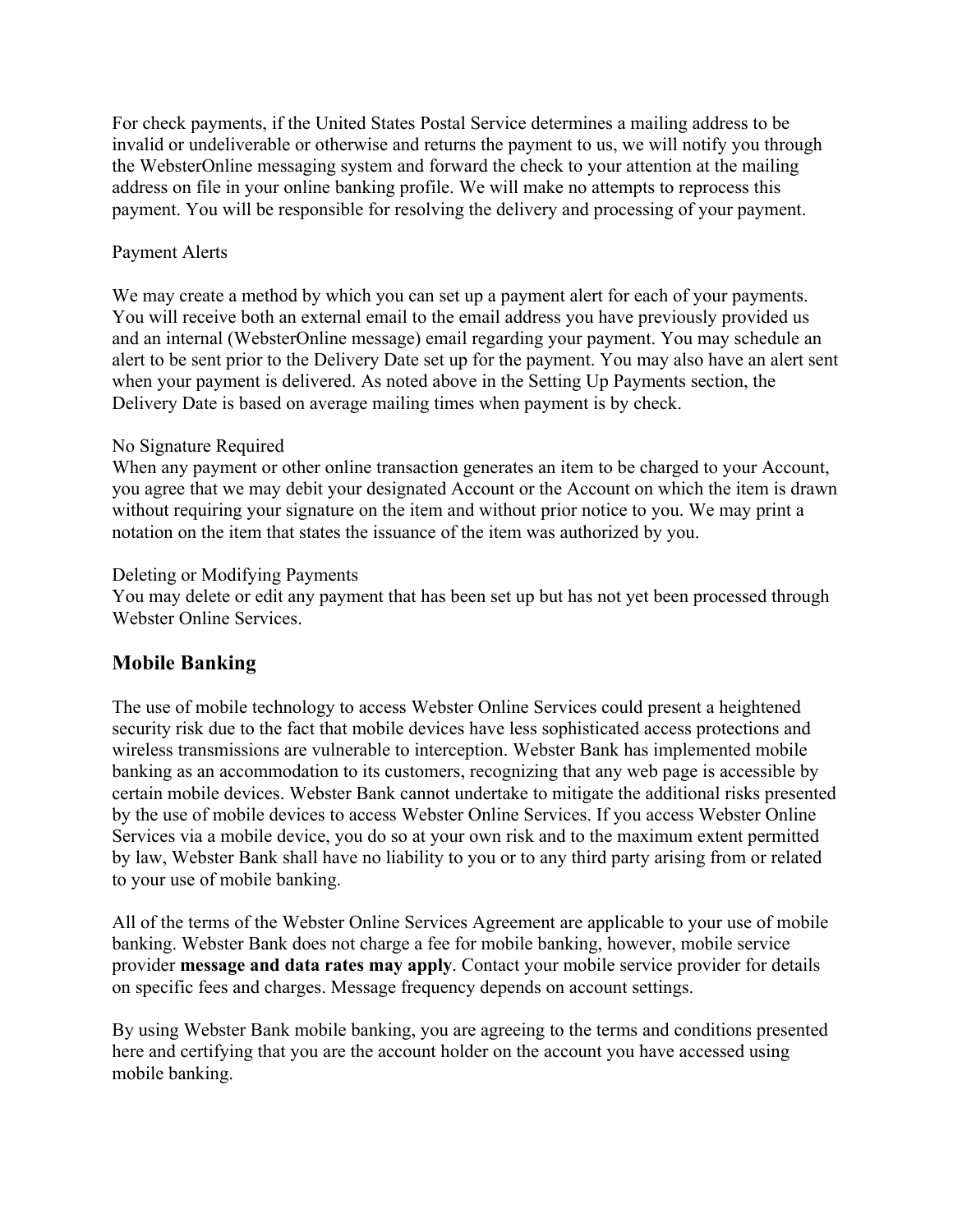For check payments, if the United States Postal Service determines a mailing address to be invalid or undeliverable or otherwise and returns the payment to us, we will notify you through the WebsterOnline messaging system and forward the check to your attention at the mailing address on file in your online banking profile. We will make no attempts to reprocess this payment. You will be responsible for resolving the delivery and processing of your payment.

Payment Alerts

We may create a method by which you can set up a payment alert for each of your payments. You will receive both an external email to the email address you have previously provided us and an internal (WebsterOnline message) email regarding your payment. You may schedule an alert to be sent prior to the Delivery Date set up for the payment. You may also have an alert sent when your payment is delivered. As noted above in the Setting Up Payments section, the Delivery Date is based on average mailing times when payment is by check.

No Signature Required

When any payment or other online transaction generates an item to be charged to your Account, you agree that we may debit your designated Account or the Account on which the item is drawn without requiring your signature on the item and without prior notice to you. We may print a notation on the item that states the issuance of the item was authorized by you.

Deleting or Modifying Payments

You may delete or edit any payment that has been set up but has not yet been processed through Webster Online Services.

## Mobile Banking

The use of mobile technology to access Webster Online Services could present a heightened security risk due to the fact that mobile devices have less sophisticated access protections and wireless transmissions are vulnerable to interception. Webster Bank has implemented mobile banking as an accommodation to its customers, recognizing that any web page is accessible by certain mobile devices. Webster Bank cannot undertake to mitigate the additional risks presented by the use of mobile devices to access Webster Online Services. If you access Webster Online Services via a mobile device, you do so at your own risk and to the maximum extent permitted by law, Webster Bank shall have no liability to you or to any third party arising from or related to your use of mobile banking.

All of the terms of the Webster Online Services Agreement are applicable to your use of mobile banking. Webster Bank does not charge a fee for mobile banking, however, mobile service provider **message and data rates may apply**. Contact your mobile service provider for details on specific fees and charges. Message frequency depends on account settings.

By using Webster Bank mobile banking, you are agreeing to the terms and conditions presented here and certifying that you are the account holder on the account you have accessed using mobile banking.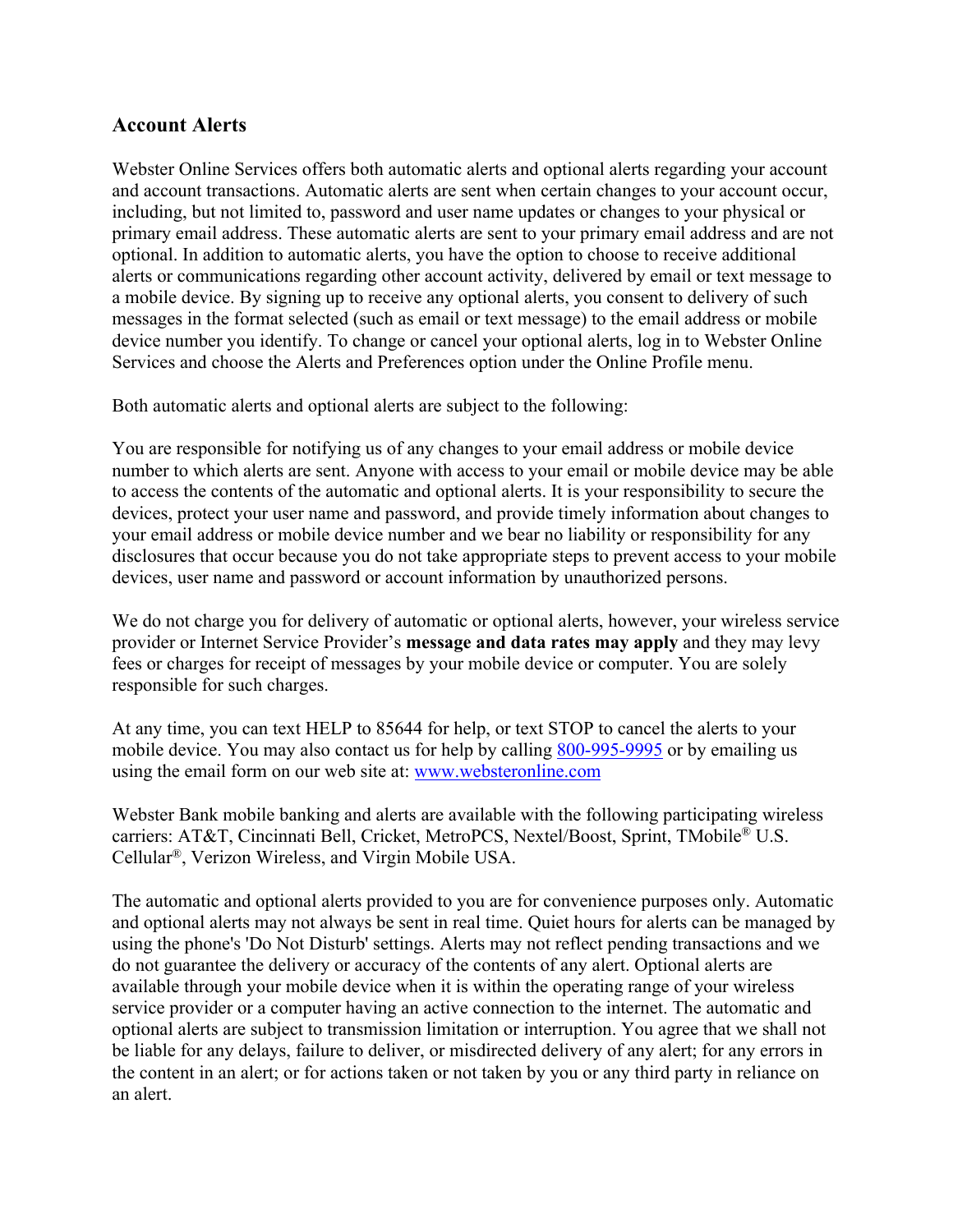## Account Alerts

Webster Online Services offers both automatic alerts and optional alerts regarding your account and account transactions. Automatic alerts are sent when certain changes to your account occur, including, but not limited to, password and user name updates or changes to your physical or primary email address. These automatic alerts are sent to your primary email address and are not optional. In addition to automatic alerts, you have the option to choose to receive additional alerts or communications regarding other account activity, delivered by email or text message to a mobile device. By signing up to receive any optional alerts, you consent to delivery of such messages in the format selected (such as email or text message) to the email address or mobile device number you identify. To change or cancel your optional alerts, log in to Webster Online Services and choose the Alerts and Preferences option under the Online Profile menu.

Both automatic alerts and optional alerts are subject to the following:

You are responsible for notifying us of any changes to your email address or mobile device number to which alerts are sent. Anyone with access to your email or mobile device may be able to access the contents of the automatic and optional alerts. It is your responsibility to secure the devices, protect your user name and password, and provide timely information about changes to your email address or mobile device number and we bear no liability or responsibility for any disclosures that occur because you do not take appropriate steps to prevent access to your mobile devices, user name and password or account information by unauthorized persons.

We do not charge you for delivery of automatic or optional alerts, however, your wireless service provider or Internet Service Provider's **message and data rates may apply** and they may levy fees or charges for receipt of messages by your mobile device or computer. You are solely responsible for such charges.

At any time, you can text HELP to 85644 for help, or text STOP to cancel the alerts to your mobile device. You may also contact us for help by calling 800-995-9995 or by emailing us using the email form on our web site at: www.websteronline.com

Webster Bank mobile banking and alerts are available with the following participating wireless carriers: AT&T, Cincinnati Bell, Cricket, MetroPCS, Nextel/Boost, Sprint, TMobile® U.S. Cellular®, Verizon Wireless, and Virgin Mobile USA.

The automatic and optional alerts provided to you are for convenience purposes only. Automatic and optional alerts may not always be sent in real time. Quiet hours for alerts can be managed by using the phone's 'Do Not Disturb' settings. Alerts may not reflect pending transactions and we do not guarantee the delivery or accuracy of the contents of any alert. Optional alerts are available through your mobile device when it is within the operating range of your wireless service provider or a computer having an active connection to the internet. The automatic and optional alerts are subject to transmission limitation or interruption. You agree that we shall not be liable for any delays, failure to deliver, or misdirected delivery of any alert; for any errors in the content in an alert; or for actions taken or not taken by you or any third party in reliance on an alert.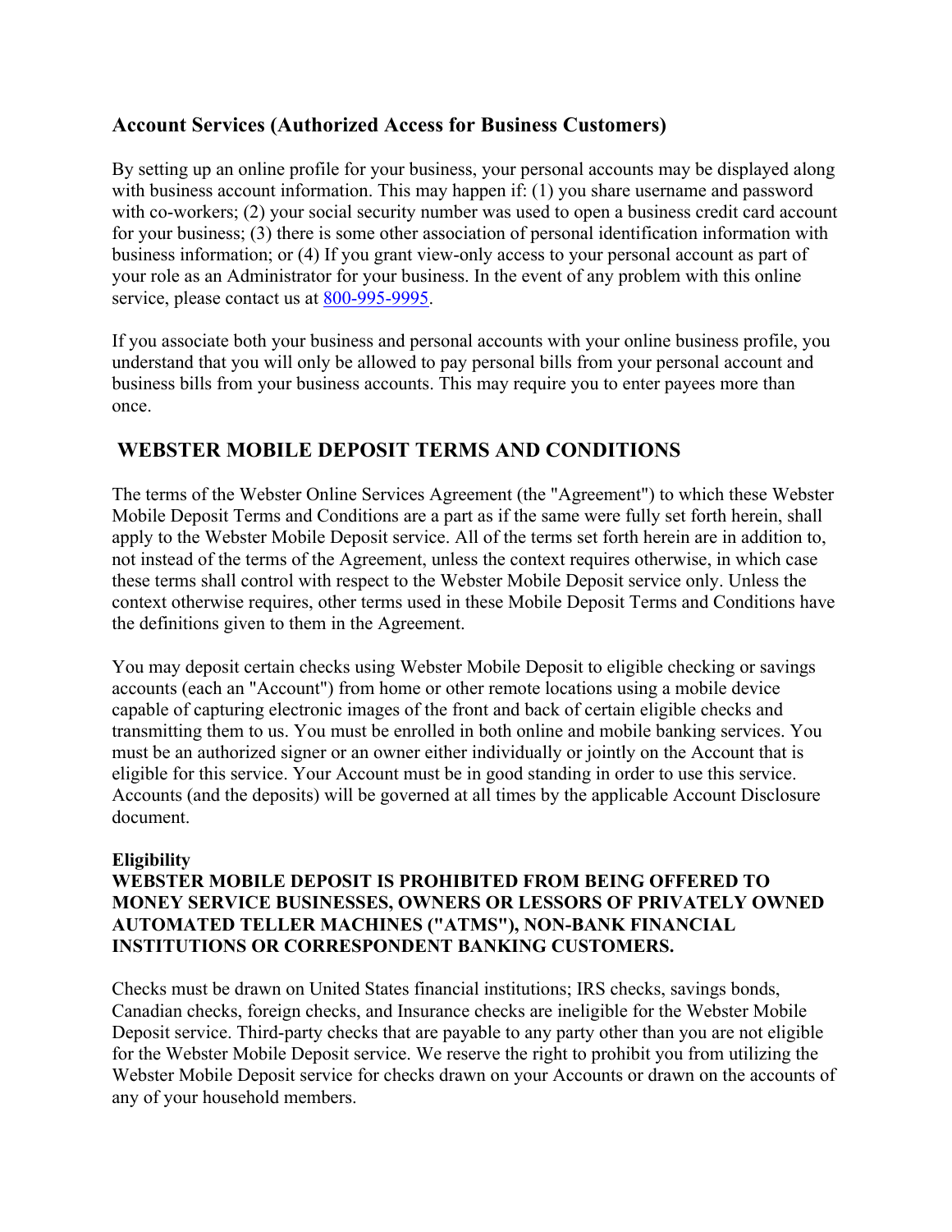## Account Services (Authorized Access for Business Customers)

By setting up an online profile for your business, your personal accounts may be displayed along with business account information. This may happen if: (1) you share username and password with co-workers; (2) your social security number was used to open a business credit card account for your business; (3) there is some other association of personal identification information with business information; or (4) If you grant view-only access to your personal account as part of your role as an Administrator for your business. In the event of any problem with this online service, please contact us at 800-995-9995.

If you associate both your business and personal accounts with your online business profile, you understand that you will only be allowed to pay personal bills from your personal account and business bills from your business accounts. This may require you to enter payees more than once.

## WEBSTER MOBILE DEPOSIT TERMS AND CONDITIONS

The terms of the Webster Online Services Agreement (the "Agreement") to which these Webster Mobile Deposit Terms and Conditions are a part as if the same were fully set forth herein, shall apply to the Webster Mobile Deposit service. All of the terms set forth herein are in addition to, not instead of the terms of the Agreement, unless the context requires otherwise, in which case these terms shall control with respect to the Webster Mobile Deposit service only. Unless the context otherwise requires, other terms used in these Mobile Deposit Terms and Conditions have the definitions given to them in the Agreement.

You may deposit certain checks using Webster Mobile Deposit to eligible checking or savings accounts (each an "Account") from home or other remote locations using a mobile device capable of capturing electronic images of the front and back of certain eligible checks and transmitting them to us. You must be enrolled in both online and mobile banking services. You must be an authorized signer or an owner either individually or jointly on the Account that is eligible for this service. Your Account must be in good standing in order to use this service. Accounts (and the deposits) will be governed at all times by the applicable Account Disclosure document.

**Eligibility**
**WEBSTER MOBILE DEPOSIT IS PROHIBITED FROM BEING OFFERED TO MONEY SERVICE BUSINESSES, OWNERS OR LESSORS OF PRIVATELY OWNED AUTOMATED TELLER MACHINES ("ATMS"), NON-BANK FINANCIAL INSTITUTIONS OR CORRESPONDENT BANKING CUSTOMERS.**

Checks must be drawn on United States financial institutions; IRS checks, savings bonds, Canadian checks, foreign checks, and Insurance checks are ineligible for the Webster Mobile Deposit service. Third-party checks that are payable to any party other than you are not eligible for the Webster Mobile Deposit service. We reserve the right to prohibit you from utilizing the Webster Mobile Deposit service for checks drawn on your Accounts or drawn on the accounts of any of your household members.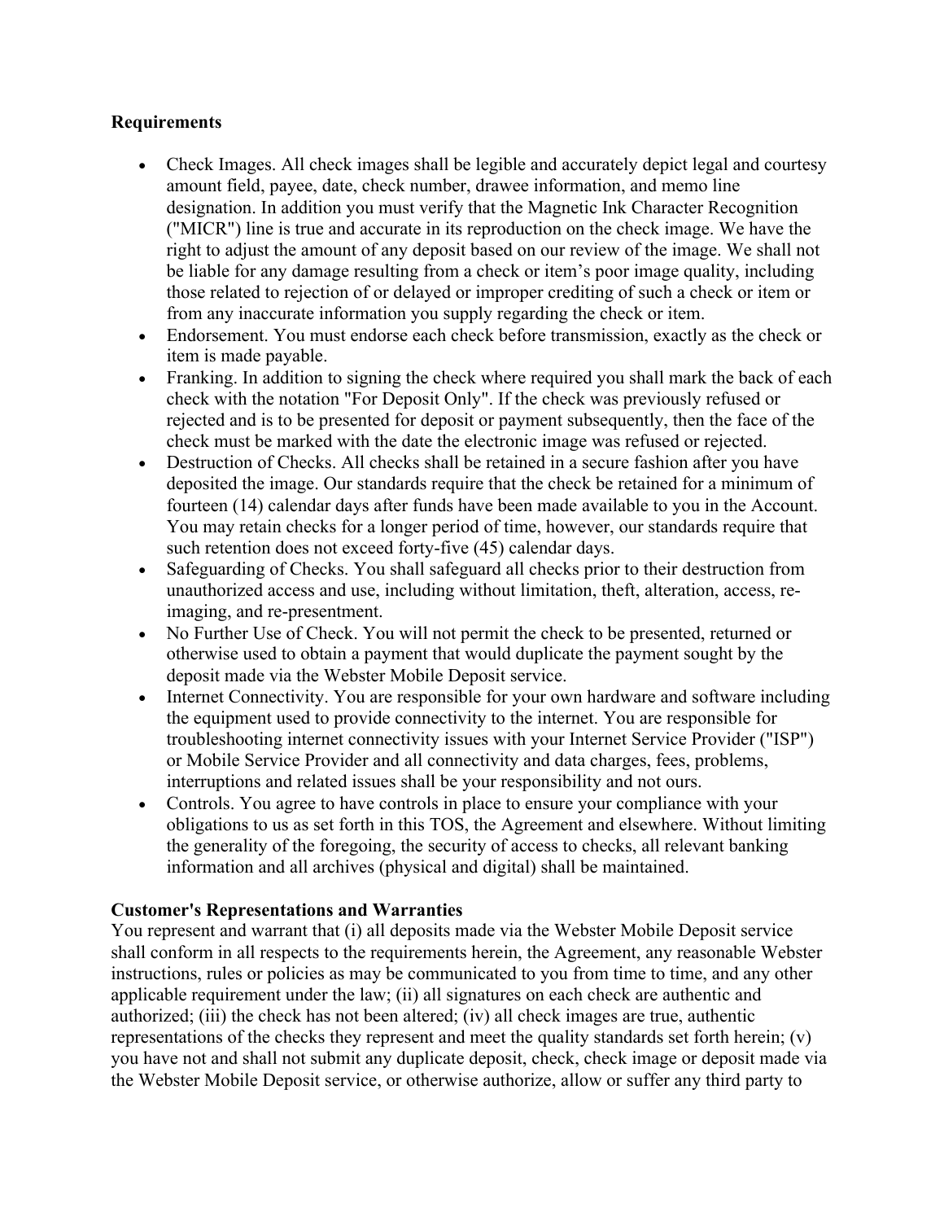**Requirements**

- Check Images. All check images shall be legible and accurately depict legal and courtesy amount field, payee, date, check number, drawee information, and memo line designation. In addition you must verify that the Magnetic Ink Character Recognition ("MICR") line is true and accurate in its reproduction on the check image. We have the right to adjust the amount of any deposit based on our review of the image. We shall not be liable for any damage resulting from a check or item's poor image quality, including those related to rejection of or delayed or improper crediting of such a check or item or from any inaccurate information you supply regarding the check or item.
- Endorsement. You must endorse each check before transmission, exactly as the check or item is made payable.
- Franking. In addition to signing the check where required you shall mark the back of each check with the notation "For Deposit Only". If the check was previously refused or rejected and is to be presented for deposit or payment subsequently, then the face of the check must be marked with the date the electronic image was refused or rejected.
- Destruction of Checks. All checks shall be retained in a secure fashion after you have deposited the image. Our standards require that the check be retained for a minimum of fourteen (14) calendar days after funds have been made available to you in the Account. You may retain checks for a longer period of time, however, our standards require that such retention does not exceed forty-five (45) calendar days.
- Safeguarding of Checks. You shall safeguard all checks prior to their destruction from unauthorized access and use, including without limitation, theft, alteration, access, re-imaging, and re-presentment.
- No Further Use of Check. You will not permit the check to be presented, returned or otherwise used to obtain a payment that would duplicate the payment sought by the deposit made via the Webster Mobile Deposit service.
- Internet Connectivity. You are responsible for your own hardware and software including the equipment used to provide connectivity to the internet. You are responsible for troubleshooting internet connectivity issues with your Internet Service Provider ("ISP") or Mobile Service Provider and all connectivity and data charges, fees, problems, interruptions and related issues shall be your responsibility and not ours.
- Controls. You agree to have controls in place to ensure your compliance with your obligations to us as set forth in this TOS, the Agreement and elsewhere. Without limiting the generality of the foregoing, the security of access to checks, all relevant banking information and all archives (physical and digital) shall be maintained.

**Customer's Representations and Warranties**

You represent and warrant that (i) all deposits made via the Webster Mobile Deposit service shall conform in all respects to the requirements herein, the Agreement, any reasonable Webster instructions, rules or policies as may be communicated to you from time to time, and any other applicable requirement under the law; (ii) all signatures on each check are authentic and authorized; (iii) the check has not been altered; (iv) all check images are true, authentic representations of the checks they represent and meet the quality standards set forth herein; (v) you have not and shall not submit any duplicate deposit, check, check image or deposit made via the Webster Mobile Deposit service, or otherwise authorize, allow or suffer any third party to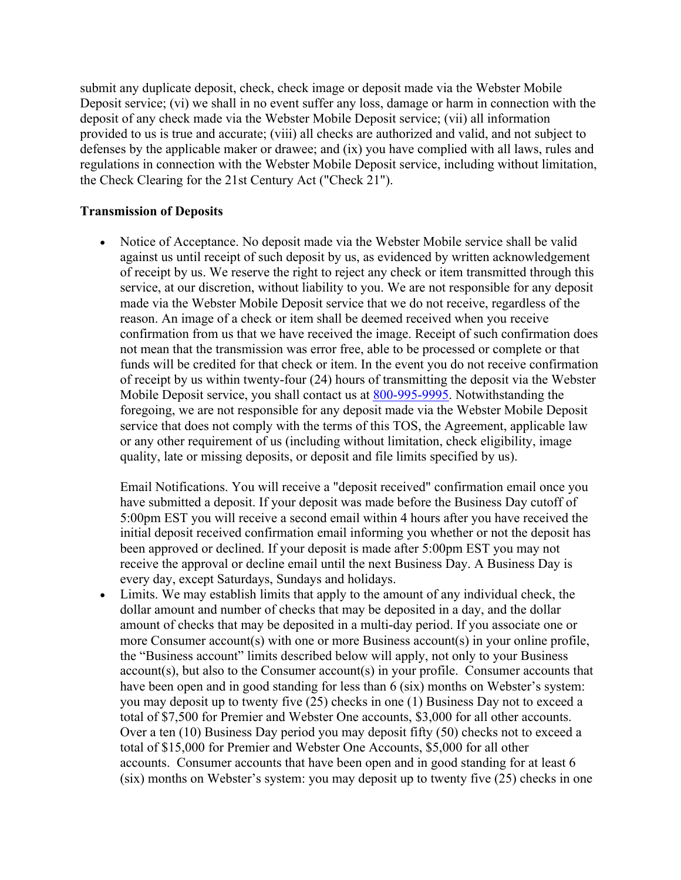submit any duplicate deposit, check, check image or deposit made via the Webster Mobile Deposit service; (vi) we shall in no event suffer any loss, damage or harm in connection with the deposit of any check made via the Webster Mobile Deposit service; (vii) all information provided to us is true and accurate; (viii) all checks are authorized and valid, and not subject to defenses by the applicable maker or drawee; and (ix) you have complied with all laws, rules and regulations in connection with the Webster Mobile Deposit service, including without limitation, the Check Clearing for the 21st Century Act ("Check 21").

**Transmission of Deposits**

- Notice of Acceptance. No deposit made via the Webster Mobile service shall be valid against us until receipt of such deposit by us, as evidenced by written acknowledgement of receipt by us. We reserve the right to reject any check or item transmitted through this service, at our discretion, without liability to you. We are not responsible for any deposit made via the Webster Mobile Deposit service that we do not receive, regardless of the reason. An image of a check or item shall be deemed received when you receive confirmation from us that we have received the image. Receipt of such confirmation does not mean that the transmission was error free, able to be processed or complete or that funds will be credited for that check or item. In the event you do not receive confirmation of receipt by us within twenty-four (24) hours of transmitting the deposit via the Webster Mobile Deposit service, you shall contact us at 800-995-9995. Notwithstanding the foregoing, we are not responsible for any deposit made via the Webster Mobile Deposit service that does not comply with the terms of this TOS, the Agreement, applicable law or any other requirement of us (including without limitation, check eligibility, image quality, late or missing deposits, or deposit and file limits specified by us).

  Email Notifications. You will receive a "deposit received" confirmation email once you have submitted a deposit. If your deposit was made before the Business Day cutoff of 5:00pm EST you will receive a second email within 4 hours after you have received the initial deposit received confirmation email informing you whether or not the deposit has been approved or declined. If your deposit is made after 5:00pm EST you may not receive the approval or decline email until the next Business Day. A Business Day is every day, except Saturdays, Sundays and holidays.
- Limits. We may establish limits that apply to the amount of any individual check, the dollar amount and number of checks that may be deposited in a day, and the dollar amount of checks that may be deposited in a multi-day period. If you associate one or more Consumer account(s) with one or more Business account(s) in your online profile, the "Business account" limits described below will apply, not only to your Business account(s), but also to the Consumer account(s) in your profile. Consumer accounts that have been open and in good standing for less than 6 (six) months on Webster's system: you may deposit up to twenty five (25) checks in one (1) Business Day not to exceed a total of $7,500 for Premier and Webster One accounts, $3,000 for all other accounts. Over a ten (10) Business Day period you may deposit fifty (50) checks not to exceed a total of $15,000 for Premier and Webster One Accounts, $5,000 for all other accounts. Consumer accounts that have been open and in good standing for at least 6 (six) months on Webster's system: you may deposit up to twenty five (25) checks in one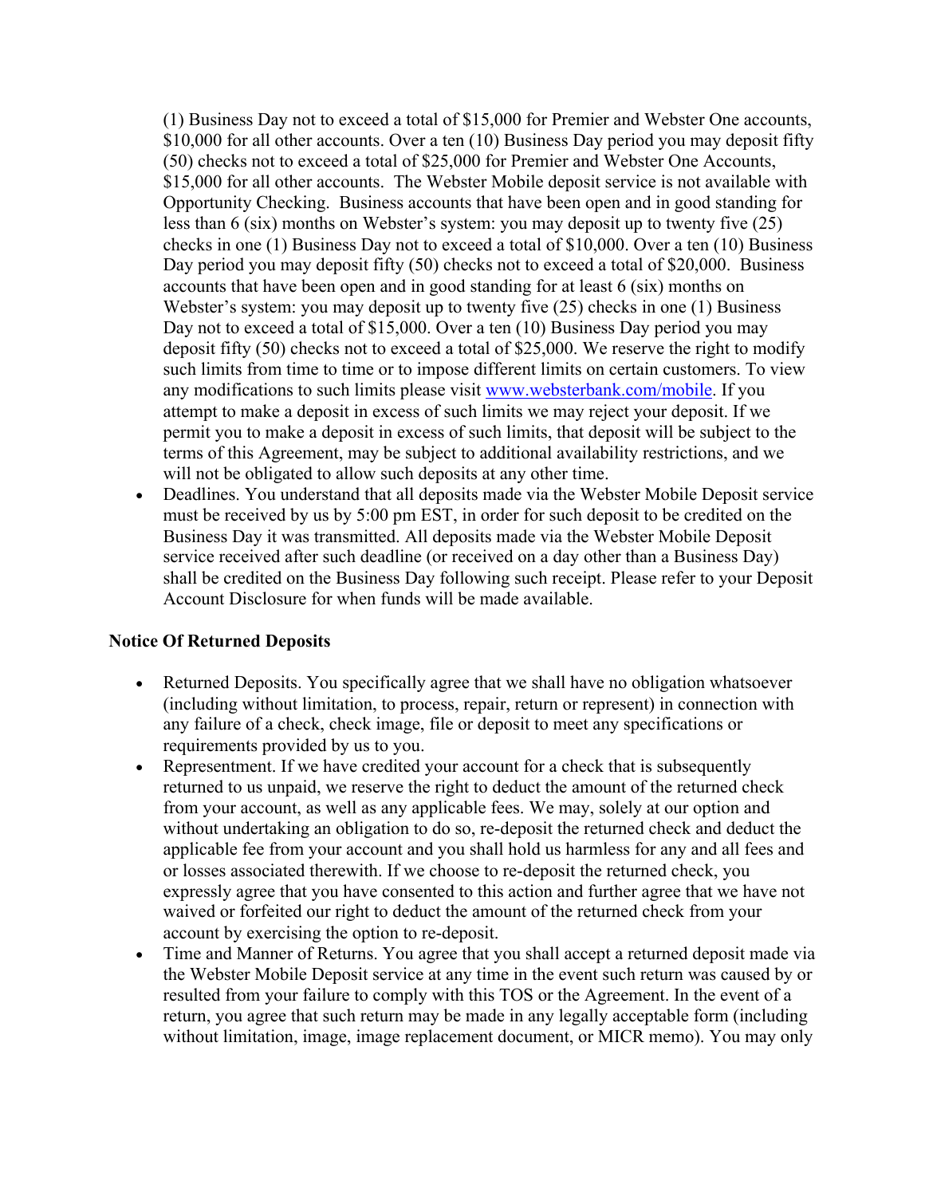(1) Business Day not to exceed a total of $15,000 for Premier and Webster One accounts, $10,000 for all other accounts. Over a ten (10) Business Day period you may deposit fifty (50) checks not to exceed a total of $25,000 for Premier and Webster One Accounts, $15,000 for all other accounts. The Webster Mobile deposit service is not available with Opportunity Checking. Business accounts that have been open and in good standing for less than 6 (six) months on Webster's system: you may deposit up to twenty five (25) checks in one (1) Business Day not to exceed a total of $10,000. Over a ten (10) Business Day period you may deposit fifty (50) checks not to exceed a total of $20,000. Business accounts that have been open and in good standing for at least 6 (six) months on Webster's system: you may deposit up to twenty five (25) checks in one (1) Business Day not to exceed a total of $15,000. Over a ten (10) Business Day period you may deposit fifty (50) checks not to exceed a total of $25,000. We reserve the right to modify such limits from time to time or to impose different limits on certain customers. To view any modifications to such limits please visit [www.websterbank.com/mobile](www.websterbank.com/mobile). If you attempt to make a deposit in excess of such limits we may reject your deposit. If we permit you to make a deposit in excess of such limits, that deposit will be subject to the terms of this Agreement, may be subject to additional availability restrictions, and we will not be obligated to allow such deposits at any other time.

- Deadlines. You understand that all deposits made via the Webster Mobile Deposit service must be received by us by 5:00 pm EST, in order for such deposit to be credited on the Business Day it was transmitted. All deposits made via the Webster Mobile Deposit service received after such deadline (or received on a day other than a Business Day) shall be credited on the Business Day following such receipt. Please refer to your Deposit Account Disclosure for when funds will be made available.

**Notice Of Returned Deposits**

- Returned Deposits. You specifically agree that we shall have no obligation whatsoever (including without limitation, to process, repair, return or represent) in connection with any failure of a check, check image, file or deposit to meet any specifications or requirements provided by us to you.
- Representment. If we have credited your account for a check that is subsequently returned to us unpaid, we reserve the right to deduct the amount of the returned check from your account, as well as any applicable fees. We may, solely at our option and without undertaking an obligation to do so, re-deposit the returned check and deduct the applicable fee from your account and you shall hold us harmless for any and all fees and or losses associated therewith. If we choose to re-deposit the returned check, you expressly agree that you have consented to this action and further agree that we have not waived or forfeited our right to deduct the amount of the returned check from your account by exercising the option to re-deposit.
- Time and Manner of Returns. You agree that you shall accept a returned deposit made via the Webster Mobile Deposit service at any time in the event such return was caused by or resulted from your failure to comply with this TOS or the Agreement. In the event of a return, you agree that such return may be made in any legally acceptable form (including without limitation, image, image replacement document, or MICR memo). You may only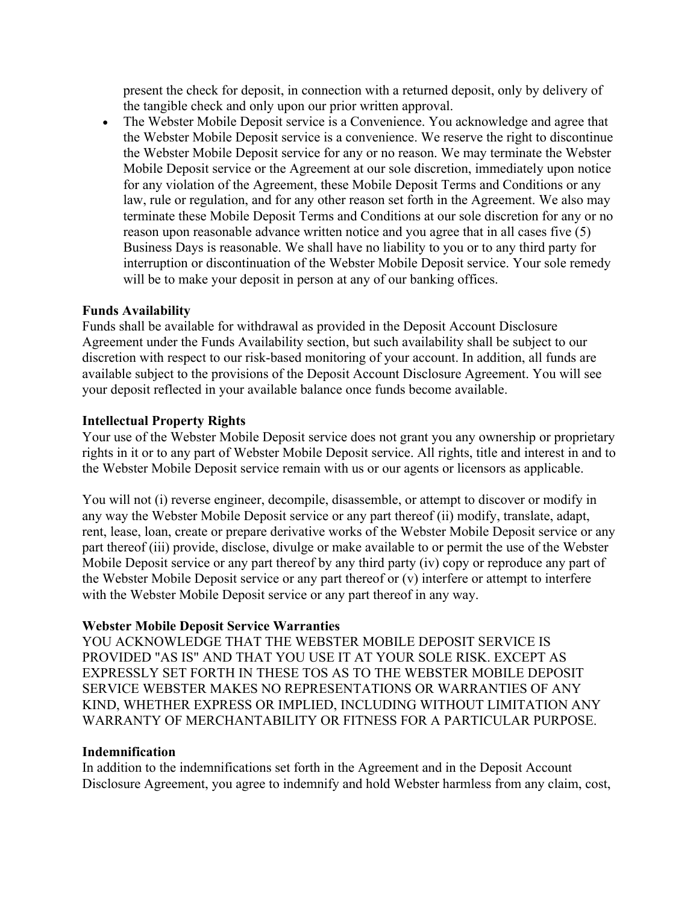present the check for deposit, in connection with a returned deposit, only by delivery of the tangible check and only upon our prior written approval.

- The Webster Mobile Deposit service is a Convenience. You acknowledge and agree that the Webster Mobile Deposit service is a convenience. We reserve the right to discontinue the Webster Mobile Deposit service for any or no reason. We may terminate the Webster Mobile Deposit service or the Agreement at our sole discretion, immediately upon notice for any violation of the Agreement, these Mobile Deposit Terms and Conditions or any law, rule or regulation, and for any other reason set forth in the Agreement. We also may terminate these Mobile Deposit Terms and Conditions at our sole discretion for any or no reason upon reasonable advance written notice and you agree that in all cases five (5) Business Days is reasonable. We shall have no liability to you or to any third party for interruption or discontinuation of the Webster Mobile Deposit service. Your sole remedy will be to make your deposit in person at any of our banking offices.

**Funds Availability**

Funds shall be available for withdrawal as provided in the Deposit Account Disclosure Agreement under the Funds Availability section, but such availability shall be subject to our discretion with respect to our risk-based monitoring of your account. In addition, all funds are available subject to the provisions of the Deposit Account Disclosure Agreement. You will see your deposit reflected in your available balance once funds become available.

**Intellectual Property Rights**

Your use of the Webster Mobile Deposit service does not grant you any ownership or proprietary rights in it or to any part of Webster Mobile Deposit service. All rights, title and interest in and to the Webster Mobile Deposit service remain with us or our agents or licensors as applicable.

You will not (i) reverse engineer, decompile, disassemble, or attempt to discover or modify in any way the Webster Mobile Deposit service or any part thereof (ii) modify, translate, adapt, rent, lease, loan, create or prepare derivative works of the Webster Mobile Deposit service or any part thereof (iii) provide, disclose, divulge or make available to or permit the use of the Webster Mobile Deposit service or any part thereof by any third party (iv) copy or reproduce any part of the Webster Mobile Deposit service or any part thereof or (v) interfere or attempt to interfere with the Webster Mobile Deposit service or any part thereof in any way.

**Webster Mobile Deposit Service Warranties**

YOU ACKNOWLEDGE THAT THE WEBSTER MOBILE DEPOSIT SERVICE IS PROVIDED "AS IS" AND THAT YOU USE IT AT YOUR SOLE RISK. EXCEPT AS EXPRESSLY SET FORTH IN THESE TOS AS TO THE WEBSTER MOBILE DEPOSIT SERVICE WEBSTER MAKES NO REPRESENTATIONS OR WARRANTIES OF ANY KIND, WHETHER EXPRESS OR IMPLIED, INCLUDING WITHOUT LIMITATION ANY WARRANTY OF MERCHANTABILITY OR FITNESS FOR A PARTICULAR PURPOSE.

**Indemnification**

In addition to the indemnifications set forth in the Agreement and in the Deposit Account Disclosure Agreement, you agree to indemnify and hold Webster harmless from any claim, cost,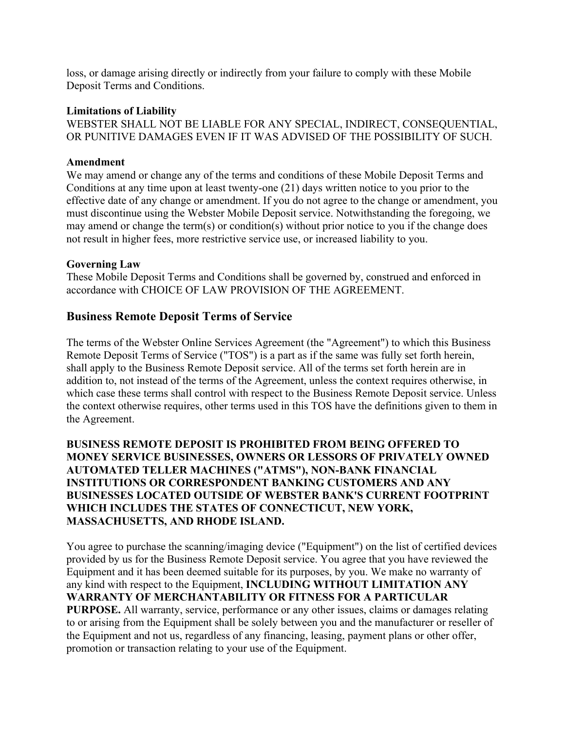loss, or damage arising directly or indirectly from your failure to comply with these Mobile Deposit Terms and Conditions.

**Limitations of Liability**
WEBSTER SHALL NOT BE LIABLE FOR ANY SPECIAL, INDIRECT, CONSEQUENTIAL, OR PUNITIVE DAMAGES EVEN IF IT WAS ADVISED OF THE POSSIBILITY OF SUCH.

**Amendment**
We may amend or change any of the terms and conditions of these Mobile Deposit Terms and Conditions at any time upon at least twenty-one (21) days written notice to you prior to the effective date of any change or amendment. If you do not agree to the change or amendment, you must discontinue using the Webster Mobile Deposit service. Notwithstanding the foregoing, we may amend or change the term(s) or condition(s) without prior notice to you if the change does not result in higher fees, more restrictive service use, or increased liability to you.

**Governing Law**
These Mobile Deposit Terms and Conditions shall be governed by, construed and enforced in accordance with CHOICE OF LAW PROVISION OF THE AGREEMENT.

## Business Remote Deposit Terms of Service

The terms of the Webster Online Services Agreement (the "Agreement") to which this Business Remote Deposit Terms of Service ("TOS") is a part as if the same was fully set forth herein, shall apply to the Business Remote Deposit service. All of the terms set forth herein are in addition to, not instead of the terms of the Agreement, unless the context requires otherwise, in which case these terms shall control with respect to the Business Remote Deposit service. Unless the context otherwise requires, other terms used in this TOS have the definitions given to them in the Agreement.

**BUSINESS REMOTE DEPOSIT IS PROHIBITED FROM BEING OFFERED TO MONEY SERVICE BUSINESSES, OWNERS OR LESSORS OF PRIVATELY OWNED AUTOMATED TELLER MACHINES ("ATMS"), NON-BANK FINANCIAL INSTITUTIONS OR CORRESPONDENT BANKING CUSTOMERS AND ANY BUSINESSES LOCATED OUTSIDE OF WEBSTER BANK'S CURRENT FOOTPRINT WHICH INCLUDES THE STATES OF CONNECTICUT, NEW YORK, MASSACHUSETTS, AND RHODE ISLAND.**

You agree to purchase the scanning/imaging device ("Equipment") on the list of certified devices provided by us for the Business Remote Deposit service. You agree that you have reviewed the Equipment and it has been deemed suitable for its purposes, by you. We make no warranty of any kind with respect to the Equipment, **INCLUDING WITHOUT LIMITATION ANY WARRANTY OF MERCHANTABILITY OR FITNESS FOR A PARTICULAR PURPOSE.** All warranty, service, performance or any other issues, claims or damages relating to or arising from the Equipment shall be solely between you and the manufacturer or reseller of the Equipment and not us, regardless of any financing, leasing, payment plans or other offer, promotion or transaction relating to your use of the Equipment.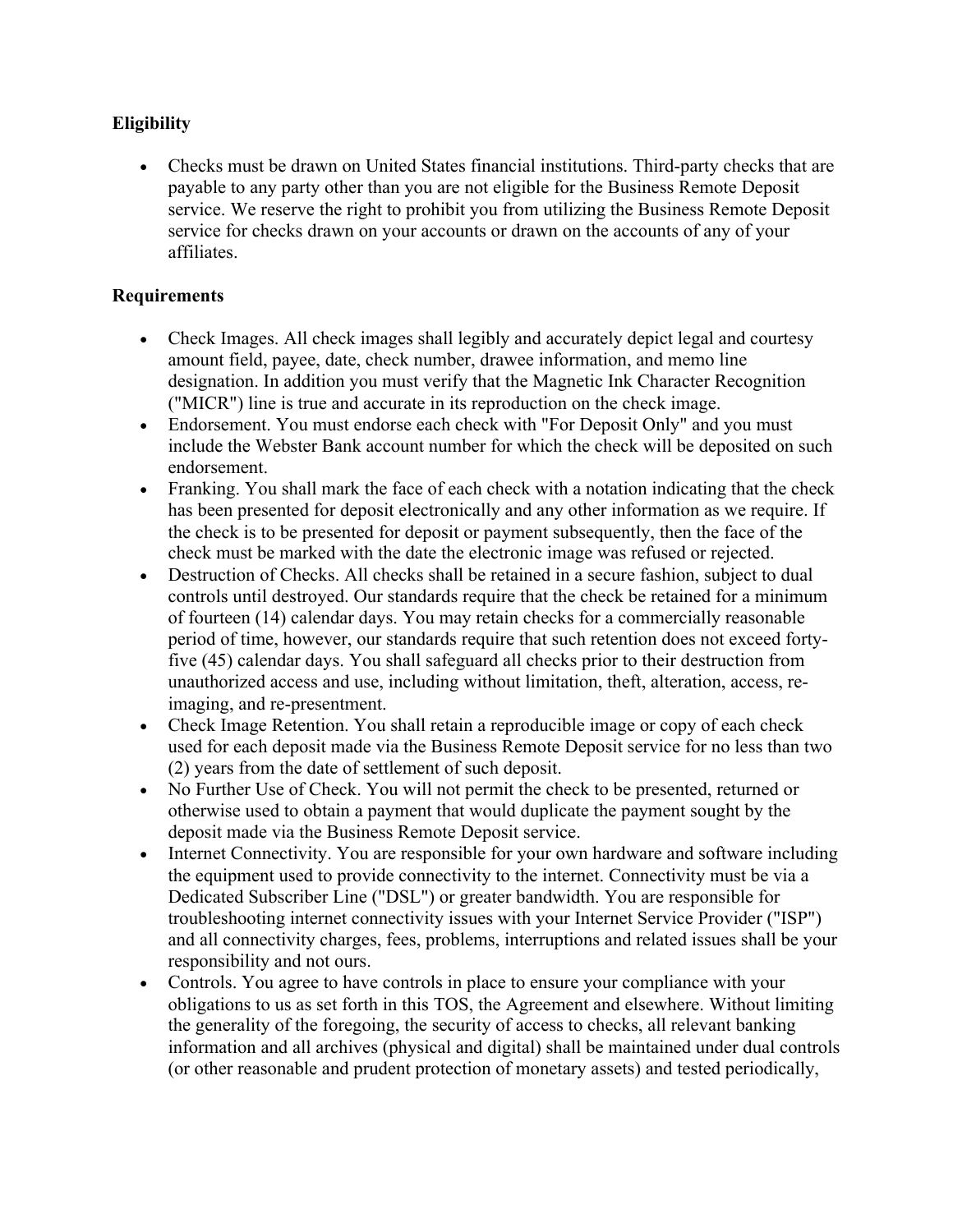**Eligibility**

- Checks must be drawn on United States financial institutions. Third-party checks that are payable to any party other than you are not eligible for the Business Remote Deposit service. We reserve the right to prohibit you from utilizing the Business Remote Deposit service for checks drawn on your accounts or drawn on the accounts of any of your affiliates.

**Requirements**

- Check Images. All check images shall legibly and accurately depict legal and courtesy amount field, payee, date, check number, drawee information, and memo line designation. In addition you must verify that the Magnetic Ink Character Recognition ("MICR") line is true and accurate in its reproduction on the check image.
- Endorsement. You must endorse each check with "For Deposit Only" and you must include the Webster Bank account number for which the check will be deposited on such endorsement.
- Franking. You shall mark the face of each check with a notation indicating that the check has been presented for deposit electronically and any other information as we require. If the check is to be presented for deposit or payment subsequently, then the face of the check must be marked with the date the electronic image was refused or rejected.
- Destruction of Checks. All checks shall be retained in a secure fashion, subject to dual controls until destroyed. Our standards require that the check be retained for a minimum of fourteen (14) calendar days. You may retain checks for a commercially reasonable period of time, however, our standards require that such retention does not exceed forty-five (45) calendar days. You shall safeguard all checks prior to their destruction from unauthorized access and use, including without limitation, theft, alteration, access, re-imaging, and re-presentment.
- Check Image Retention. You shall retain a reproducible image or copy of each check used for each deposit made via the Business Remote Deposit service for no less than two (2) years from the date of settlement of such deposit.
- No Further Use of Check. You will not permit the check to be presented, returned or otherwise used to obtain a payment that would duplicate the payment sought by the deposit made via the Business Remote Deposit service.
- Internet Connectivity. You are responsible for your own hardware and software including the equipment used to provide connectivity to the internet. Connectivity must be via a Dedicated Subscriber Line ("DSL") or greater bandwidth. You are responsible for troubleshooting internet connectivity issues with your Internet Service Provider ("ISP") and all connectivity charges, fees, problems, interruptions and related issues shall be your responsibility and not ours.
- Controls. You agree to have controls in place to ensure your compliance with your obligations to us as set forth in this TOS, the Agreement and elsewhere. Without limiting the generality of the foregoing, the security of access to checks, all relevant banking information and all archives (physical and digital) shall be maintained under dual controls (or other reasonable and prudent protection of monetary assets) and tested periodically,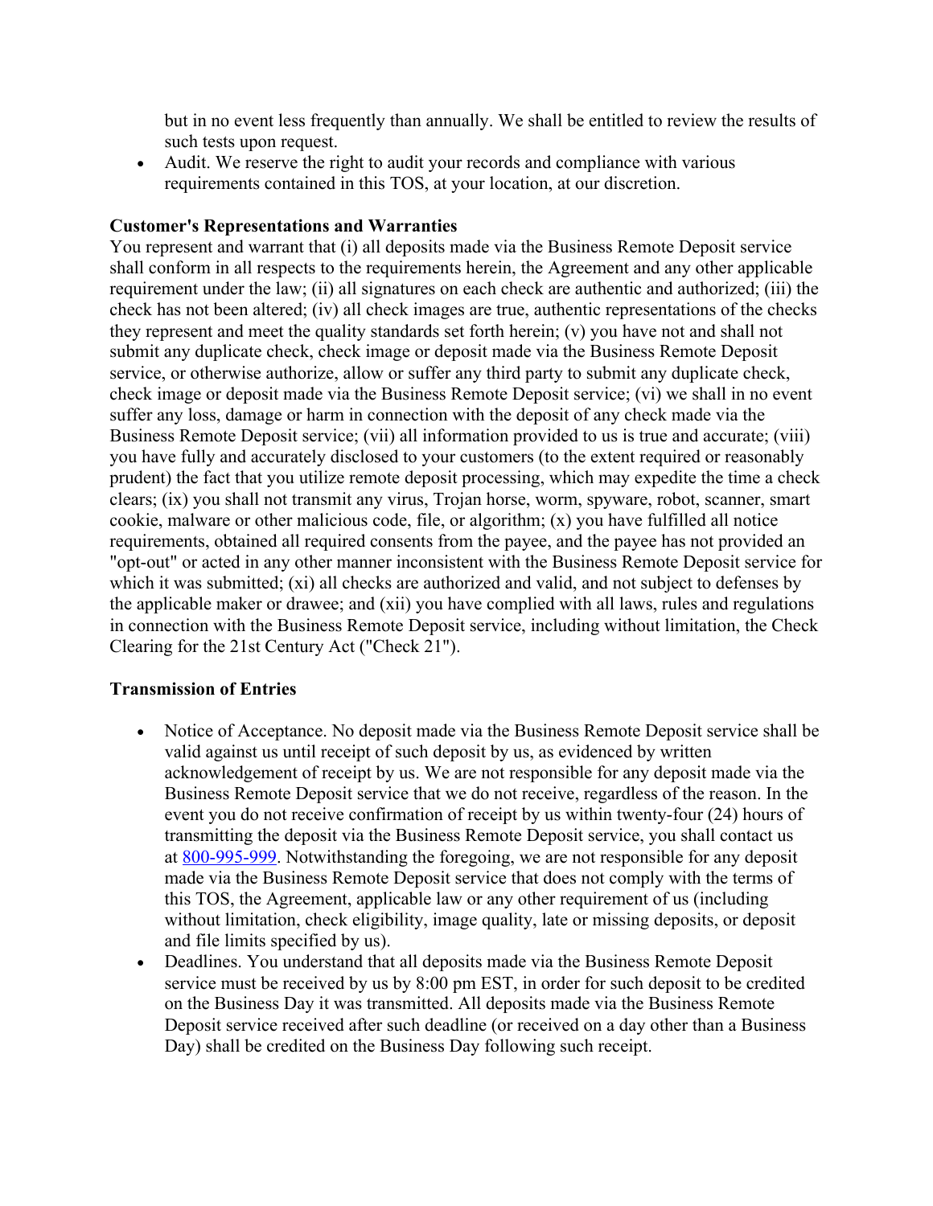but in no event less frequently than annually. We shall be entitled to review the results of such tests upon request.

- Audit. We reserve the right to audit your records and compliance with various requirements contained in this TOS, at your location, at our discretion.

**Customer's Representations and Warranties**

You represent and warrant that (i) all deposits made via the Business Remote Deposit service shall conform in all respects to the requirements herein, the Agreement and any other applicable requirement under the law; (ii) all signatures on each check are authentic and authorized; (iii) the check has not been altered; (iv) all check images are true, authentic representations of the checks they represent and meet the quality standards set forth herein; (v) you have not and shall not submit any duplicate check, check image or deposit made via the Business Remote Deposit service, or otherwise authorize, allow or suffer any third party to submit any duplicate check, check image or deposit made via the Business Remote Deposit service; (vi) we shall in no event suffer any loss, damage or harm in connection with the deposit of any check made via the Business Remote Deposit service; (vii) all information provided to us is true and accurate; (viii) you have fully and accurately disclosed to your customers (to the extent required or reasonably prudent) the fact that you utilize remote deposit processing, which may expedite the time a check clears; (ix) you shall not transmit any virus, Trojan horse, worm, spyware, robot, scanner, smart cookie, malware or other malicious code, file, or algorithm; (x) you have fulfilled all notice requirements, obtained all required consents from the payee, and the payee has not provided an "opt-out" or acted in any other manner inconsistent with the Business Remote Deposit service for which it was submitted; (xi) all checks are authorized and valid, and not subject to defenses by the applicable maker or drawee; and (xii) you have complied with all laws, rules and regulations in connection with the Business Remote Deposit service, including without limitation, the Check Clearing for the 21st Century Act ("Check 21").

**Transmission of Entries**

- Notice of Acceptance. No deposit made via the Business Remote Deposit service shall be valid against us until receipt of such deposit by us, as evidenced by written acknowledgement of receipt by us. We are not responsible for any deposit made via the Business Remote Deposit service that we do not receive, regardless of the reason. In the event you do not receive confirmation of receipt by us within twenty-four (24) hours of transmitting the deposit via the Business Remote Deposit service, you shall contact us at 800-995-999. Notwithstanding the foregoing, we are not responsible for any deposit made via the Business Remote Deposit service that does not comply with the terms of this TOS, the Agreement, applicable law or any other requirement of us (including without limitation, check eligibility, image quality, late or missing deposits, or deposit and file limits specified by us).
- Deadlines. You understand that all deposits made via the Business Remote Deposit service must be received by us by 8:00 pm EST, in order for such deposit to be credited on the Business Day it was transmitted. All deposits made via the Business Remote Deposit service received after such deadline (or received on a day other than a Business Day) shall be credited on the Business Day following such receipt.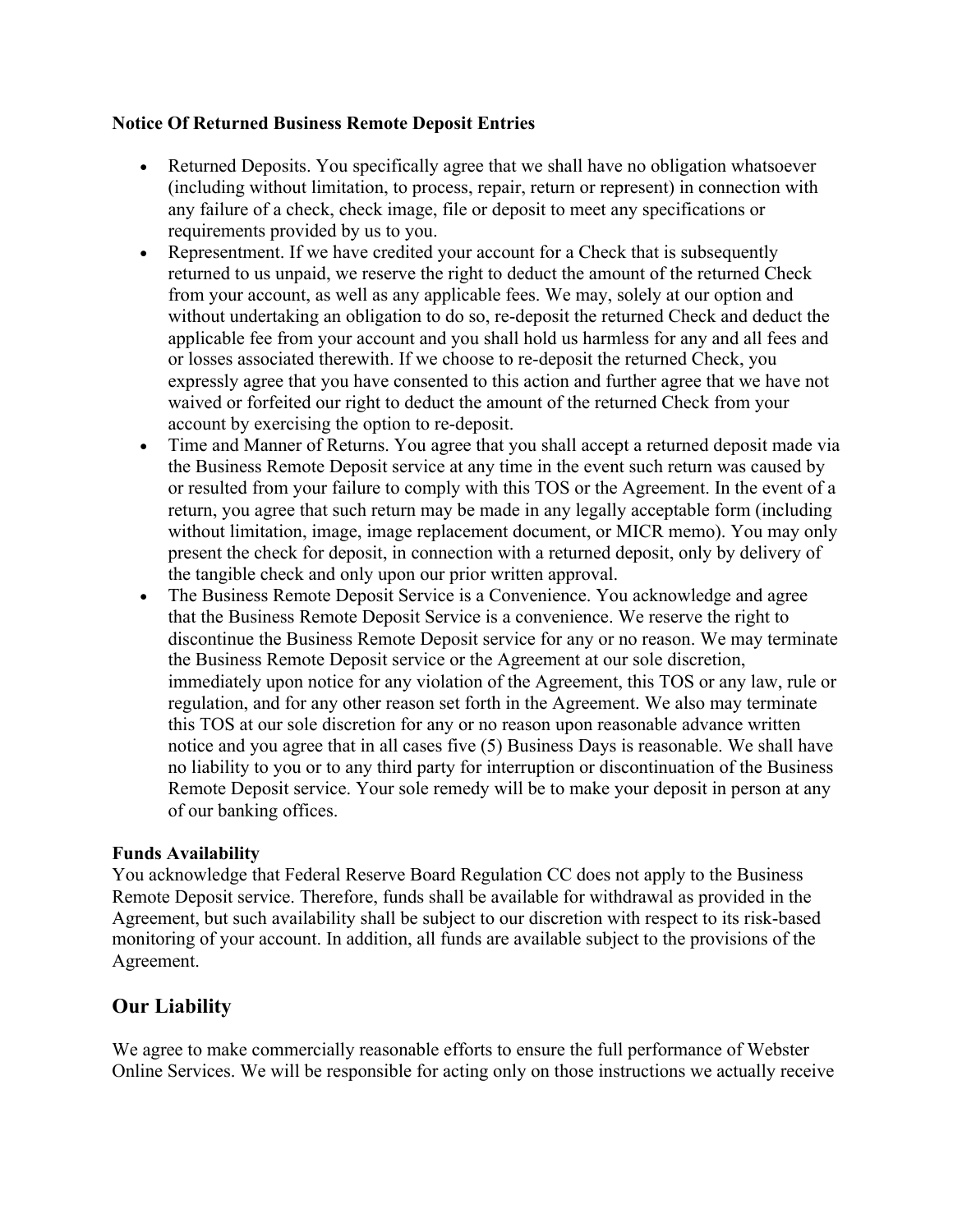**Notice Of Returned Business Remote Deposit Entries**

- Returned Deposits. You specifically agree that we shall have no obligation whatsoever (including without limitation, to process, repair, return or represent) in connection with any failure of a check, check image, file or deposit to meet any specifications or requirements provided by us to you.
- Representment. If we have credited your account for a Check that is subsequently returned to us unpaid, we reserve the right to deduct the amount of the returned Check from your account, as well as any applicable fees. We may, solely at our option and without undertaking an obligation to do so, re-deposit the returned Check and deduct the applicable fee from your account and you shall hold us harmless for any and all fees and or losses associated therewith. If we choose to re-deposit the returned Check, you expressly agree that you have consented to this action and further agree that we have not waived or forfeited our right to deduct the amount of the returned Check from your account by exercising the option to re-deposit.
- Time and Manner of Returns. You agree that you shall accept a returned deposit made via the Business Remote Deposit service at any time in the event such return was caused by or resulted from your failure to comply with this TOS or the Agreement. In the event of a return, you agree that such return may be made in any legally acceptable form (including without limitation, image, image replacement document, or MICR memo). You may only present the check for deposit, in connection with a returned deposit, only by delivery of the tangible check and only upon our prior written approval.
- The Business Remote Deposit Service is a Convenience. You acknowledge and agree that the Business Remote Deposit Service is a convenience. We reserve the right to discontinue the Business Remote Deposit service for any or no reason. We may terminate the Business Remote Deposit service or the Agreement at our sole discretion, immediately upon notice for any violation of the Agreement, this TOS or any law, rule or regulation, and for any other reason set forth in the Agreement. We also may terminate this TOS at our sole discretion for any or no reason upon reasonable advance written notice and you agree that in all cases five (5) Business Days is reasonable. We shall have no liability to you or to any third party for interruption or discontinuation of the Business Remote Deposit service. Your sole remedy will be to make your deposit in person at any of our banking offices.

**Funds Availability**

You acknowledge that Federal Reserve Board Regulation CC does not apply to the Business Remote Deposit service. Therefore, funds shall be available for withdrawal as provided in the Agreement, but such availability shall be subject to our discretion with respect to its risk-based monitoring of your account. In addition, all funds are available subject to the provisions of the Agreement.

## Our Liability

We agree to make commercially reasonable efforts to ensure the full performance of Webster Online Services. We will be responsible for acting only on those instructions we actually receive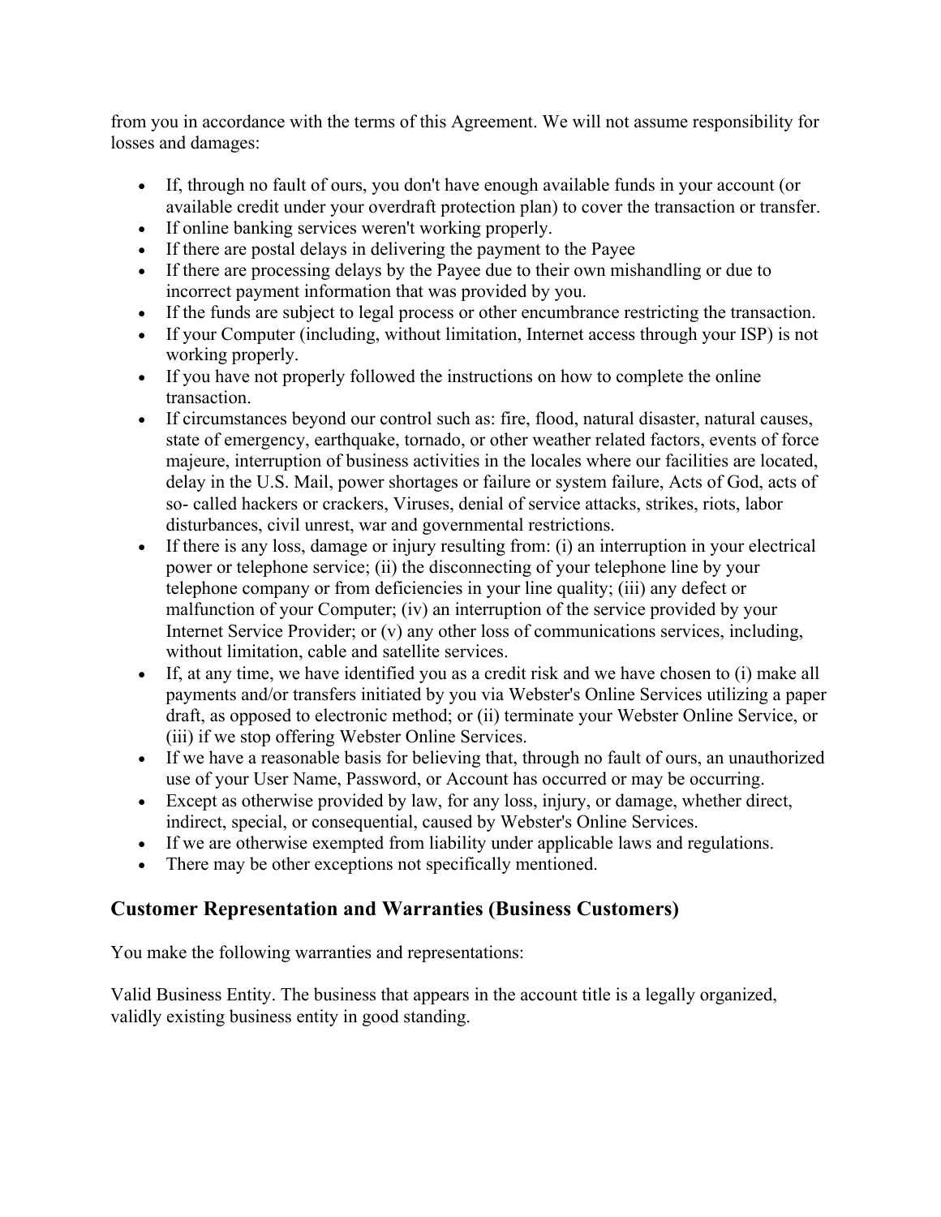from you in accordance with the terms of this Agreement. We will not assume responsibility for losses and damages:

- If, through no fault of ours, you don't have enough available funds in your account (or available credit under your overdraft protection plan) to cover the transaction or transfer.
- If online banking services weren't working properly.
- If there are postal delays in delivering the payment to the Payee
- If there are processing delays by the Payee due to their own mishandling or due to incorrect payment information that was provided by you.
- If the funds are subject to legal process or other encumbrance restricting the transaction.
- If your Computer (including, without limitation, Internet access through your ISP) is not working properly.
- If you have not properly followed the instructions on how to complete the online transaction.
- If circumstances beyond our control such as: fire, flood, natural disaster, natural causes, state of emergency, earthquake, tornado, or other weather related factors, events of force majeure, interruption of business activities in the locales where our facilities are located, delay in the U.S. Mail, power shortages or failure or system failure, Acts of God, acts of so- called hackers or crackers, Viruses, denial of service attacks, strikes, riots, labor disturbances, civil unrest, war and governmental restrictions.
- If there is any loss, damage or injury resulting from: (i) an interruption in your electrical power or telephone service; (ii) the disconnecting of your telephone line by your telephone company or from deficiencies in your line quality; (iii) any defect or malfunction of your Computer; (iv) an interruption of the service provided by your Internet Service Provider; or (v) any other loss of communications services, including, without limitation, cable and satellite services.
- If, at any time, we have identified you as a credit risk and we have chosen to (i) make all payments and/or transfers initiated by you via Webster's Online Services utilizing a paper draft, as opposed to electronic method; or (ii) terminate your Webster Online Service, or (iii) if we stop offering Webster Online Services.
- If we have a reasonable basis for believing that, through no fault of ours, an unauthorized use of your User Name, Password, or Account has occurred or may be occurring.
- Except as otherwise provided by law, for any loss, injury, or damage, whether direct, indirect, special, or consequential, caused by Webster's Online Services.
- If we are otherwise exempted from liability under applicable laws and regulations.
- There may be other exceptions not specifically mentioned.

## Customer Representation and Warranties (Business Customers)

You make the following warranties and representations:

Valid Business Entity. The business that appears in the account title is a legally organized, validly existing business entity in good standing.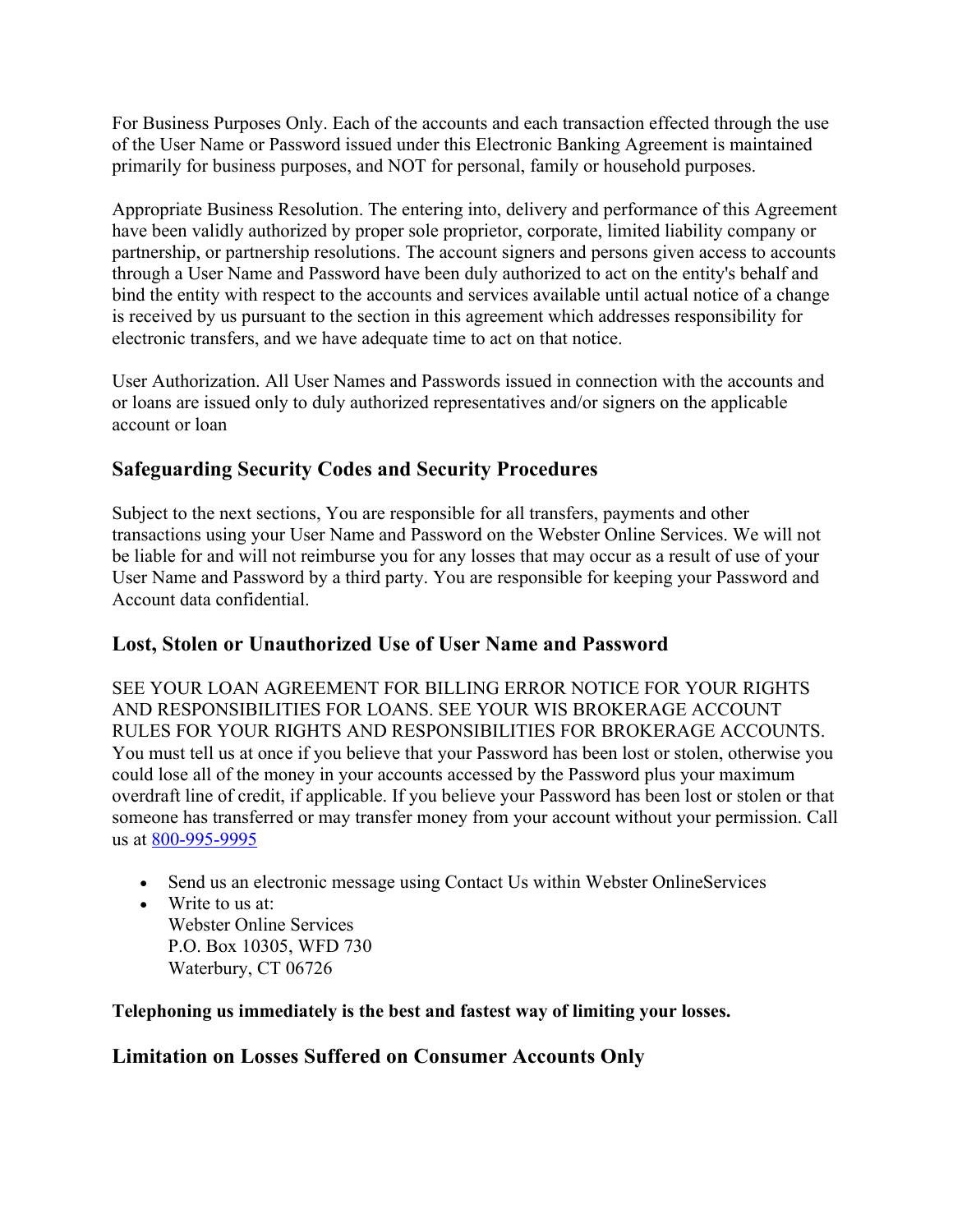For Business Purposes Only. Each of the accounts and each transaction effected through the use of the User Name or Password issued under this Electronic Banking Agreement is maintained primarily for business purposes, and NOT for personal, family or household purposes.

Appropriate Business Resolution. The entering into, delivery and performance of this Agreement have been validly authorized by proper sole proprietor, corporate, limited liability company or partnership, or partnership resolutions. The account signers and persons given access to accounts through a User Name and Password have been duly authorized to act on the entity's behalf and bind the entity with respect to the accounts and services available until actual notice of a change is received by us pursuant to the section in this agreement which addresses responsibility for electronic transfers, and we have adequate time to act on that notice.

User Authorization. All User Names and Passwords issued in connection with the accounts and or loans are issued only to duly authorized representatives and/or signers on the applicable account or loan

## Safeguarding Security Codes and Security Procedures

Subject to the next sections, You are responsible for all transfers, payments and other transactions using your User Name and Password on the Webster Online Services. We will not be liable for and will not reimburse you for any losses that may occur as a result of use of your User Name and Password by a third party. You are responsible for keeping your Password and Account data confidential.

## Lost, Stolen or Unauthorized Use of User Name and Password

SEE YOUR LOAN AGREEMENT FOR BILLING ERROR NOTICE FOR YOUR RIGHTS AND RESPONSIBILITIES FOR LOANS. SEE YOUR WIS BROKERAGE ACCOUNT RULES FOR YOUR RIGHTS AND RESPONSIBILITIES FOR BROKERAGE ACCOUNTS. You must tell us at once if you believe that your Password has been lost or stolen, otherwise you could lose all of the money in your accounts accessed by the Password plus your maximum overdraft line of credit, if applicable. If you believe your Password has been lost or stolen or that someone has transferred or may transfer money from your account without your permission. Call us at 800-995-9995

- Send us an electronic message using Contact Us within Webster OnlineServices
- Write to us at:
  Webster Online Services
  P.O. Box 10305, WFD 730
  Waterbury, CT 06726

**Telephoning us immediately is the best and fastest way of limiting your losses.**

## Limitation on Losses Suffered on Consumer Accounts Only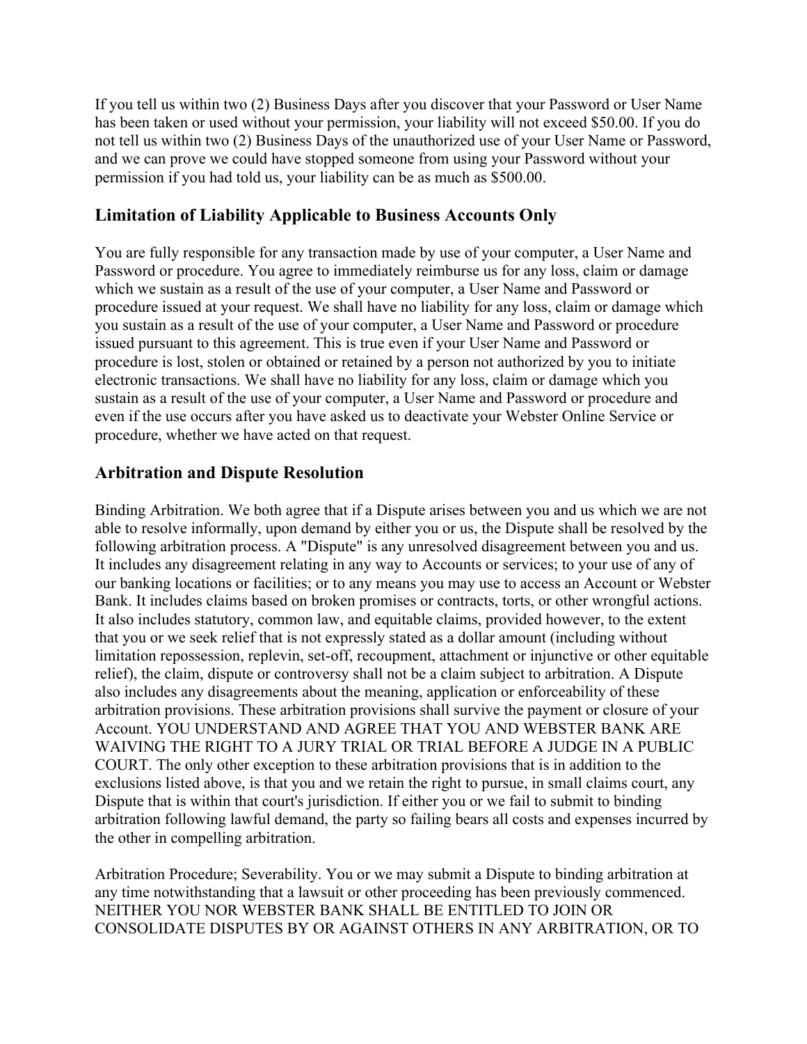If you tell us within two (2) Business Days after you discover that your Password or User Name has been taken or used without your permission, your liability will not exceed $50.00. If you do not tell us within two (2) Business Days of the unauthorized use of your User Name or Password, and we can prove we could have stopped someone from using your Password without your permission if you had told us, your liability can be as much as $500.00.

## Limitation of Liability Applicable to Business Accounts Only

You are fully responsible for any transaction made by use of your computer, a User Name and Password or procedure. You agree to immediately reimburse us for any loss, claim or damage which we sustain as a result of the use of your computer, a User Name and Password or procedure issued at your request. We shall have no liability for any loss, claim or damage which you sustain as a result of the use of your computer, a User Name and Password or procedure issued pursuant to this agreement. This is true even if your User Name and Password or procedure is lost, stolen or obtained or retained by a person not authorized by you to initiate electronic transactions. We shall have no liability for any loss, claim or damage which you sustain as a result of the use of your computer, a User Name and Password or procedure and even if the use occurs after you have asked us to deactivate your Webster Online Service or procedure, whether we have acted on that request.

## Arbitration and Dispute Resolution

Binding Arbitration. We both agree that if a Dispute arises between you and us which we are not able to resolve informally, upon demand by either you or us, the Dispute shall be resolved by the following arbitration process. A "Dispute" is any unresolved disagreement between you and us. It includes any disagreement relating in any way to Accounts or services; to your use of any of our banking locations or facilities; or to any means you may use to access an Account or Webster Bank. It includes claims based on broken promises or contracts, torts, or other wrongful actions. It also includes statutory, common law, and equitable claims, provided however, to the extent that you or we seek relief that is not expressly stated as a dollar amount (including without limitation repossession, replevin, set-off, recoupment, attachment or injunctive or other equitable relief), the claim, dispute or controversy shall not be a claim subject to arbitration. A Dispute also includes any disagreements about the meaning, application or enforceability of these arbitration provisions. These arbitration provisions shall survive the payment or closure of your Account. YOU UNDERSTAND AND AGREE THAT YOU AND WEBSTER BANK ARE WAIVING THE RIGHT TO A JURY TRIAL OR TRIAL BEFORE A JUDGE IN A PUBLIC COURT. The only other exception to these arbitration provisions that is in addition to the exclusions listed above, is that you and we retain the right to pursue, in small claims court, any Dispute that is within that court's jurisdiction. If either you or we fail to submit to binding arbitration following lawful demand, the party so failing bears all costs and expenses incurred by the other in compelling arbitration.

Arbitration Procedure; Severability. You or we may submit a Dispute to binding arbitration at any time notwithstanding that a lawsuit or other proceeding has been previously commenced. NEITHER YOU NOR WEBSTER BANK SHALL BE ENTITLED TO JOIN OR CONSOLIDATE DISPUTES BY OR AGAINST OTHERS IN ANY ARBITRATION, OR TO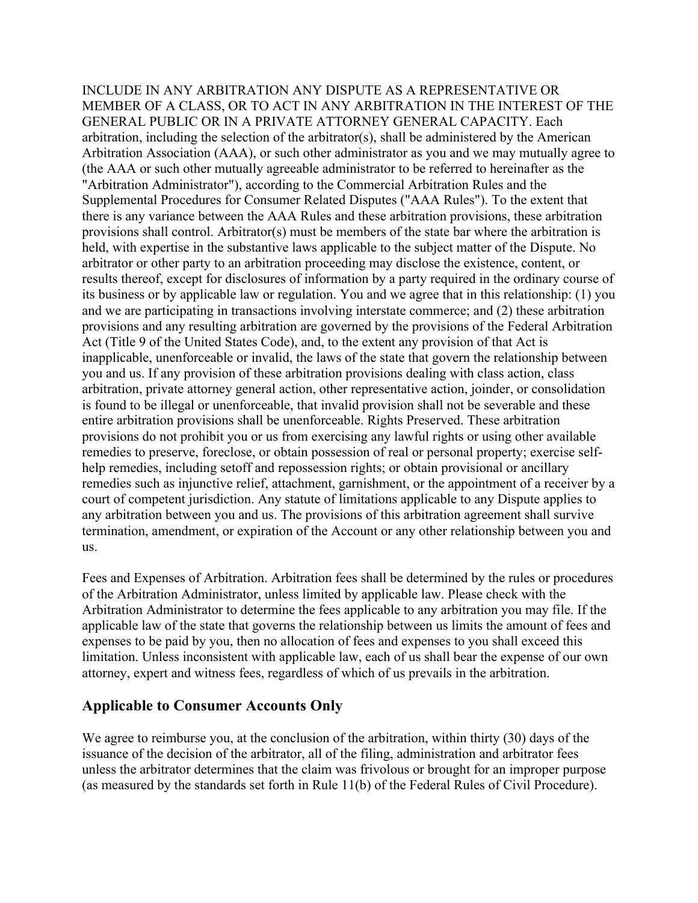INCLUDE IN ANY ARBITRATION ANY DISPUTE AS A REPRESENTATIVE OR MEMBER OF A CLASS, OR TO ACT IN ANY ARBITRATION IN THE INTEREST OF THE GENERAL PUBLIC OR IN A PRIVATE ATTORNEY GENERAL CAPACITY. Each arbitration, including the selection of the arbitrator(s), shall be administered by the American Arbitration Association (AAA), or such other administrator as you and we may mutually agree to (the AAA or such other mutually agreeable administrator to be referred to hereinafter as the "Arbitration Administrator"), according to the Commercial Arbitration Rules and the Supplemental Procedures for Consumer Related Disputes ("AAA Rules"). To the extent that there is any variance between the AAA Rules and these arbitration provisions, these arbitration provisions shall control. Arbitrator(s) must be members of the state bar where the arbitration is held, with expertise in the substantive laws applicable to the subject matter of the Dispute. No arbitrator or other party to an arbitration proceeding may disclose the existence, content, or results thereof, except for disclosures of information by a party required in the ordinary course of its business or by applicable law or regulation. You and we agree that in this relationship: (1) you and we are participating in transactions involving interstate commerce; and (2) these arbitration provisions and any resulting arbitration are governed by the provisions of the Federal Arbitration Act (Title 9 of the United States Code), and, to the extent any provision of that Act is inapplicable, unenforceable or invalid, the laws of the state that govern the relationship between you and us. If any provision of these arbitration provisions dealing with class action, class arbitration, private attorney general action, other representative action, joinder, or consolidation is found to be illegal or unenforceable, that invalid provision shall not be severable and these entire arbitration provisions shall be unenforceable. Rights Preserved. These arbitration provisions do not prohibit you or us from exercising any lawful rights or using other available remedies to preserve, foreclose, or obtain possession of real or personal property; exercise self-help remedies, including setoff and repossession rights; or obtain provisional or ancillary remedies such as injunctive relief, attachment, garnishment, or the appointment of a receiver by a court of competent jurisdiction. Any statute of limitations applicable to any Dispute applies to any arbitration between you and us. The provisions of this arbitration agreement shall survive termination, amendment, or expiration of the Account or any other relationship between you and us.

Fees and Expenses of Arbitration. Arbitration fees shall be determined by the rules or procedures of the Arbitration Administrator, unless limited by applicable law. Please check with the Arbitration Administrator to determine the fees applicable to any arbitration you may file. If the applicable law of the state that governs the relationship between us limits the amount of fees and expenses to be paid by you, then no allocation of fees and expenses to you shall exceed this limitation. Unless inconsistent with applicable law, each of us shall bear the expense of our own attorney, expert and witness fees, regardless of which of us prevails in the arbitration.

## Applicable to Consumer Accounts Only

We agree to reimburse you, at the conclusion of the arbitration, within thirty (30) days of the issuance of the decision of the arbitrator, all of the filing, administration and arbitrator fees unless the arbitrator determines that the claim was frivolous or brought for an improper purpose (as measured by the standards set forth in Rule 11(b) of the Federal Rules of Civil Procedure).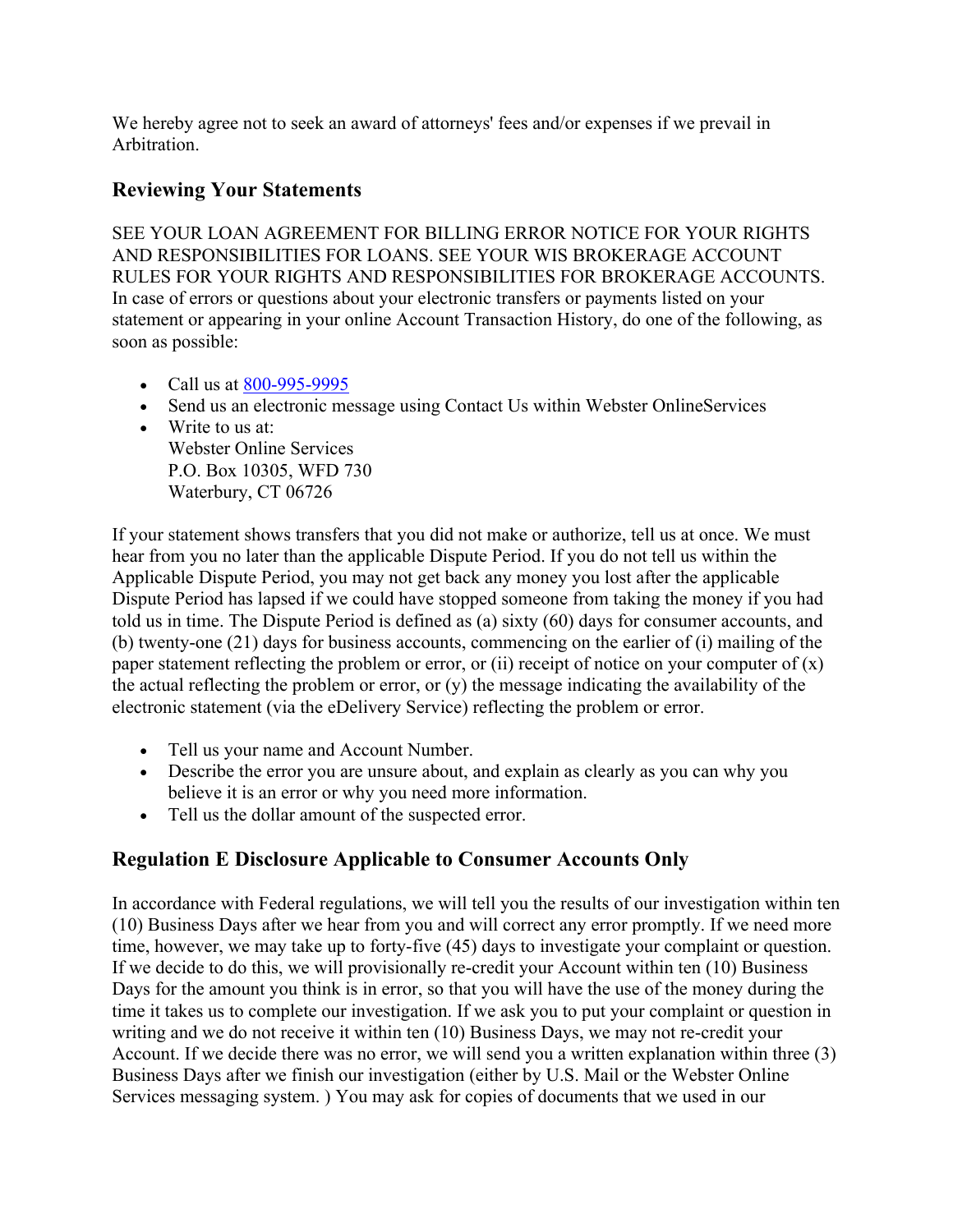We hereby agree not to seek an award of attorneys' fees and/or expenses if we prevail in Arbitration.

## Reviewing Your Statements

SEE YOUR LOAN AGREEMENT FOR BILLING ERROR NOTICE FOR YOUR RIGHTS AND RESPONSIBILITIES FOR LOANS. SEE YOUR WIS BROKERAGE ACCOUNT RULES FOR YOUR RIGHTS AND RESPONSIBILITIES FOR BROKERAGE ACCOUNTS. In case of errors or questions about your electronic transfers or payments listed on your statement or appearing in your online Account Transaction History, do one of the following, as soon as possible:

- Call us at 800-995-9995
- Send us an electronic message using Contact Us within Webster OnlineServices
- Write to us at:  
  Webster Online Services  
  P.O. Box 10305, WFD 730  
  Waterbury, CT 06726

If your statement shows transfers that you did not make or authorize, tell us at once. We must hear from you no later than the applicable Dispute Period. If you do not tell us within the Applicable Dispute Period, you may not get back any money you lost after the applicable Dispute Period has lapsed if we could have stopped someone from taking the money if you had told us in time. The Dispute Period is defined as (a) sixty (60) days for consumer accounts, and (b) twenty-one (21) days for business accounts, commencing on the earlier of (i) mailing of the paper statement reflecting the problem or error, or (ii) receipt of notice on your computer of (x) the actual reflecting the problem or error, or (y) the message indicating the availability of the electronic statement (via the eDelivery Service) reflecting the problem or error.

- Tell us your name and Account Number.
- Describe the error you are unsure about, and explain as clearly as you can why you believe it is an error or why you need more information.
- Tell us the dollar amount of the suspected error.

## Regulation E Disclosure Applicable to Consumer Accounts Only

In accordance with Federal regulations, we will tell you the results of our investigation within ten (10) Business Days after we hear from you and will correct any error promptly. If we need more time, however, we may take up to forty-five (45) days to investigate your complaint or question. If we decide to do this, we will provisionally re-credit your Account within ten (10) Business Days for the amount you think is in error, so that you will have the use of the money during the time it takes us to complete our investigation. If we ask you to put your complaint or question in writing and we do not receive it within ten (10) Business Days, we may not re-credit your Account. If we decide there was no error, we will send you a written explanation within three (3) Business Days after we finish our investigation (either by U.S. Mail or the Webster Online Services messaging system. ) You may ask for copies of documents that we used in our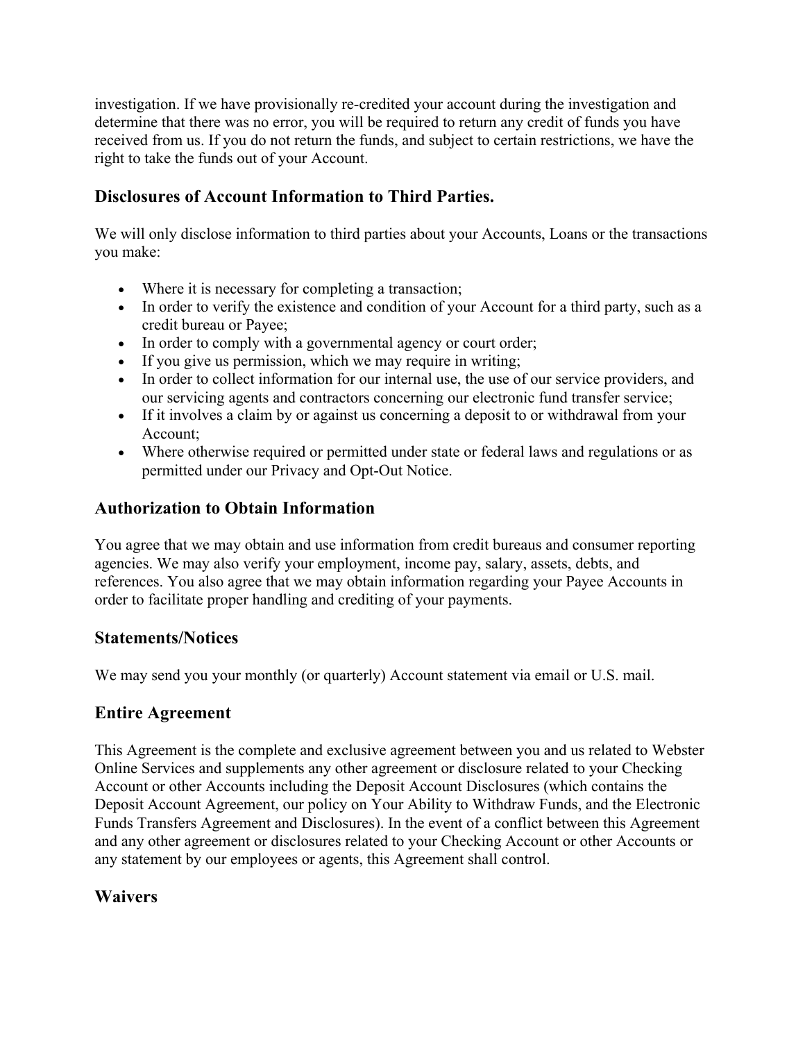investigation. If we have provisionally re-credited your account during the investigation and determine that there was no error, you will be required to return any credit of funds you have received from us. If you do not return the funds, and subject to certain restrictions, we have the right to take the funds out of your Account.

## Disclosures of Account Information to Third Parties.

We will only disclose information to third parties about your Accounts, Loans or the transactions you make:

- Where it is necessary for completing a transaction;
- In order to verify the existence and condition of your Account for a third party, such as a credit bureau or Payee;
- In order to comply with a governmental agency or court order;
- If you give us permission, which we may require in writing;
- In order to collect information for our internal use, the use of our service providers, and our servicing agents and contractors concerning our electronic fund transfer service;
- If it involves a claim by or against us concerning a deposit to or withdrawal from your Account;
- Where otherwise required or permitted under state or federal laws and regulations or as permitted under our Privacy and Opt-Out Notice.

## Authorization to Obtain Information

You agree that we may obtain and use information from credit bureaus and consumer reporting agencies. We may also verify your employment, income pay, salary, assets, debts, and references. You also agree that we may obtain information regarding your Payee Accounts in order to facilitate proper handling and crediting of your payments.

## Statements/Notices

We may send you your monthly (or quarterly) Account statement via email or U.S. mail.

## Entire Agreement

This Agreement is the complete and exclusive agreement between you and us related to Webster Online Services and supplements any other agreement or disclosure related to your Checking Account or other Accounts including the Deposit Account Disclosures (which contains the Deposit Account Agreement, our policy on Your Ability to Withdraw Funds, and the Electronic Funds Transfers Agreement and Disclosures). In the event of a conflict between this Agreement and any other agreement or disclosures related to your Checking Account or other Accounts or any statement by our employees or agents, this Agreement shall control.

## Waivers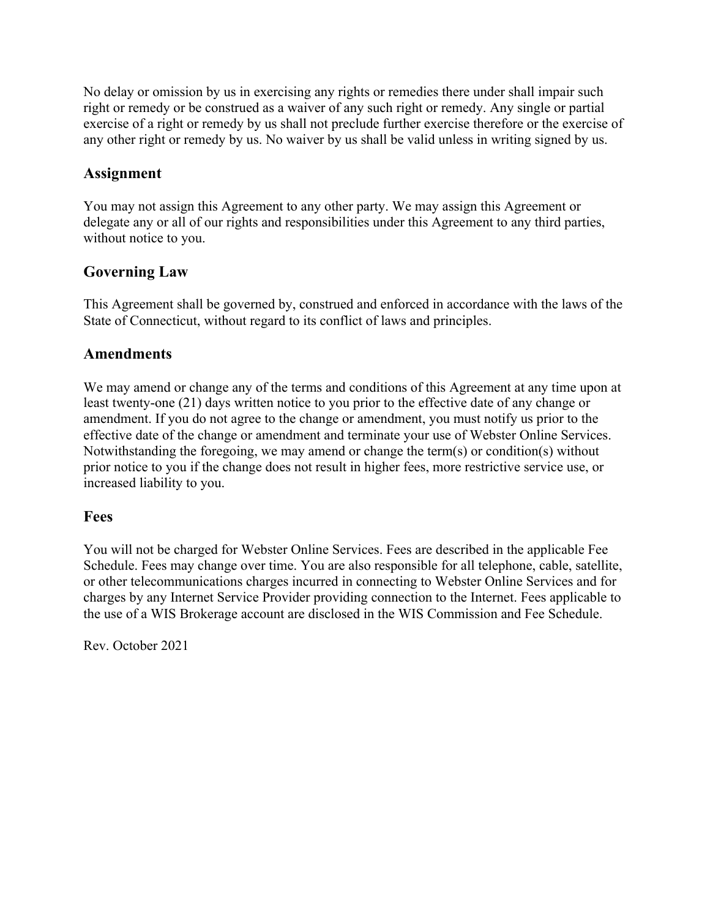No delay or omission by us in exercising any rights or remedies there under shall impair such right or remedy or be construed as a waiver of any such right or remedy. Any single or partial exercise of a right or remedy by us shall not preclude further exercise therefore or the exercise of any other right or remedy by us. No waiver by us shall be valid unless in writing signed by us.

## Assignment

You may not assign this Agreement to any other party. We may assign this Agreement or delegate any or all of our rights and responsibilities under this Agreement to any third parties, without notice to you.

## Governing Law

This Agreement shall be governed by, construed and enforced in accordance with the laws of the State of Connecticut, without regard to its conflict of laws and principles.

## Amendments

We may amend or change any of the terms and conditions of this Agreement at any time upon at least twenty-one (21) days written notice to you prior to the effective date of any change or amendment. If you do not agree to the change or amendment, you must notify us prior to the effective date of the change or amendment and terminate your use of Webster Online Services. Notwithstanding the foregoing, we may amend or change the term(s) or condition(s) without prior notice to you if the change does not result in higher fees, more restrictive service use, or increased liability to you.

## Fees

You will not be charged for Webster Online Services. Fees are described in the applicable Fee Schedule. Fees may change over time. You are also responsible for all telephone, cable, satellite, or other telecommunications charges incurred in connecting to Webster Online Services and for charges by any Internet Service Provider providing connection to the Internet. Fees applicable to the use of a WIS Brokerage account are disclosed in the WIS Commission and Fee Schedule.

Rev. October 2021